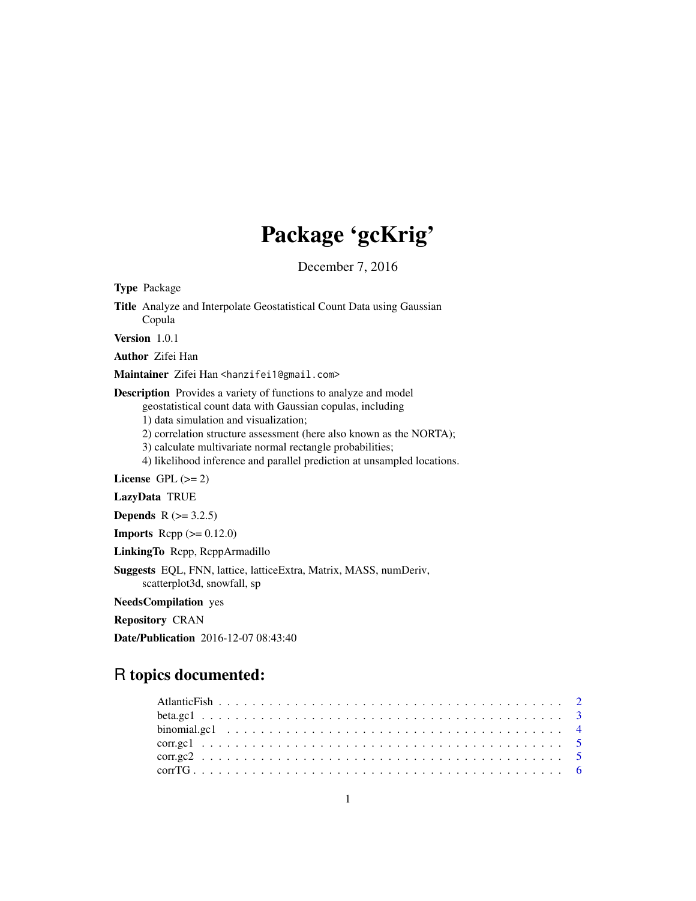# Package 'gcKrig'

December 7, 2016

**Type** Package

**Title** Analyze and Interpolate Geostatistical Count Data using Gaussian Copula

**Version** 1.0.1

**Author** Zifei Han

**Maintainer** Zifei Han <hanzifei1@gmail.com>

**Description** Provides a variety of functions to analyze and model geostatistical count data with Gaussian copulas, including
1) data simulation and visualization;
2) correlation structure assessment (here also known as the NORTA);
3) calculate multivariate normal rectangle probabilities;
4) likelihood inference and parallel prediction at unsampled locations.

**License** GPL (>= 2)

**LazyData** TRUE

**Depends** R (>= 3.2.5)

**Imports** Rcpp (>= 0.12.0)

**LinkingTo** Rcpp, RcppArmadillo

**Suggests** EQL, FNN, lattice, latticeExtra, Matrix, MASS, numDeriv, scatterplot3d, snowfall, sp

**NeedsCompilation** yes

**Repository** CRAN

**Date/Publication** 2016-12-07 08:43:40

## R topics documented:

AtlanticFish . . . . . . . . . . . . . . . . . . . . . . . . . . . . . . . . . . . . . . . . 2
beta.gc1 . . . . . . . . . . . . . . . . . . . . . . . . . . . . . . . . . . . . . . . . . . 3
binomial.gc1 . . . . . . . . . . . . . . . . . . . . . . . . . . . . . . . . . . . . . . . 4
corr.gc1 . . . . . . . . . . . . . . . . . . . . . . . . . . . . . . . . . . . . . . . . . . 5
corr.gc2 . . . . . . . . . . . . . . . . . . . . . . . . . . . . . . . . . . . . . . . . . . 5
corrTG . . . . . . . . . . . . . . . . . . . . . . . . . . . . . . . . . . . . . . . . . . . 6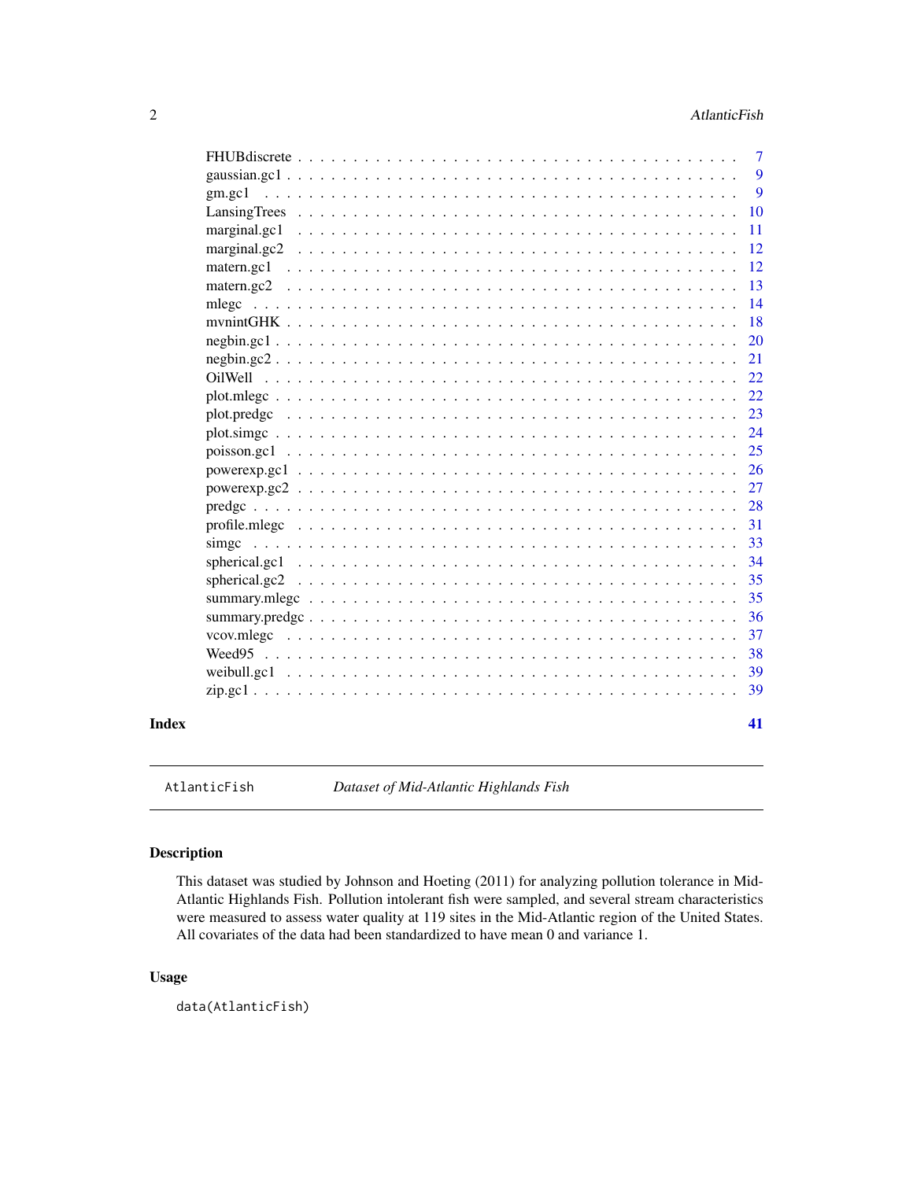FHUBdiscrete . . . . . . . . . . . . . . . . . . . . . . . . . . . . . . . . . . . 7
gaussian.gc1 . . . . . . . . . . . . . . . . . . . . . . . . . . . . . . . . . . . 9
gm.gc1 . . . . . . . . . . . . . . . . . . . . . . . . . . . . . . . . . . . . . 9
LansingTrees . . . . . . . . . . . . . . . . . . . . . . . . . . . . . . . . . . . 10
marginal.gc1 . . . . . . . . . . . . . . . . . . . . . . . . . . . . . . . . . . . 11
marginal.gc2 . . . . . . . . . . . . . . . . . . . . . . . . . . . . . . . . . . . 12
matern.gc1 . . . . . . . . . . . . . . . . . . . . . . . . . . . . . . . . . . . . 12
matern.gc2 . . . . . . . . . . . . . . . . . . . . . . . . . . . . . . . . . . . . 13
mlegc . . . . . . . . . . . . . . . . . . . . . . . . . . . . . . . . . . . . . . 14
mvnintGHK . . . . . . . . . . . . . . . . . . . . . . . . . . . . . . . . . . . . 18
negbin.gc1 . . . . . . . . . . . . . . . . . . . . . . . . . . . . . . . . . . . . 20
negbin.gc2 . . . . . . . . . . . . . . . . . . . . . . . . . . . . . . . . . . . . 21
OilWell . . . . . . . . . . . . . . . . . . . . . . . . . . . . . . . . . . . . . 22
plot.mlegc . . . . . . . . . . . . . . . . . . . . . . . . . . . . . . . . . . . . 22
plot.predgc . . . . . . . . . . . . . . . . . . . . . . . . . . . . . . . . . . . 23
plot.simgc . . . . . . . . . . . . . . . . . . . . . . . . . . . . . . . . . . . . 24
poisson.gc1 . . . . . . . . . . . . . . . . . . . . . . . . . . . . . . . . . . . 25
powerexp.gc1 . . . . . . . . . . . . . . . . . . . . . . . . . . . . . . . . . . 26
powerexp.gc2 . . . . . . . . . . . . . . . . . . . . . . . . . . . . . . . . . . 27
predgc . . . . . . . . . . . . . . . . . . . . . . . . . . . . . . . . . . . . . . 28
profile.mlegc . . . . . . . . . . . . . . . . . . . . . . . . . . . . . . . . . . 31
simgc . . . . . . . . . . . . . . . . . . . . . . . . . . . . . . . . . . . . . . 33
spherical.gc1 . . . . . . . . . . . . . . . . . . . . . . . . . . . . . . . . . . 34
spherical.gc2 . . . . . . . . . . . . . . . . . . . . . . . . . . . . . . . . . . 35
summary.mlegc . . . . . . . . . . . . . . . . . . . . . . . . . . . . . . . . . . 35
summary.predgc . . . . . . . . . . . . . . . . . . . . . . . . . . . . . . . . . 36
vcov.mlegc . . . . . . . . . . . . . . . . . . . . . . . . . . . . . . . . . . . . 37
Weed95 . . . . . . . . . . . . . . . . . . . . . . . . . . . . . . . . . . . . . . 38
weibull.gc1 . . . . . . . . . . . . . . . . . . . . . . . . . . . . . . . . . . . 39
zip.gc1 . . . . . . . . . . . . . . . . . . . . . . . . . . . . . . . . . . . . . 39

**Index** **41**

---

`AtlanticFish` *Dataset of Mid-Atlantic Highlands Fish*

---

### Description

This dataset was studied by Johnson and Hoeting (2011) for analyzing pollution tolerance in Mid-Atlantic Highlands Fish. Pollution intolerant fish were sampled, and several stream characteristics were measured to assess water quality at 119 sites in the Mid-Atlantic region of the United States. All covariates of the data had been standardized to have mean 0 and variance 1.

### Usage

```
data(AtlanticFish)
```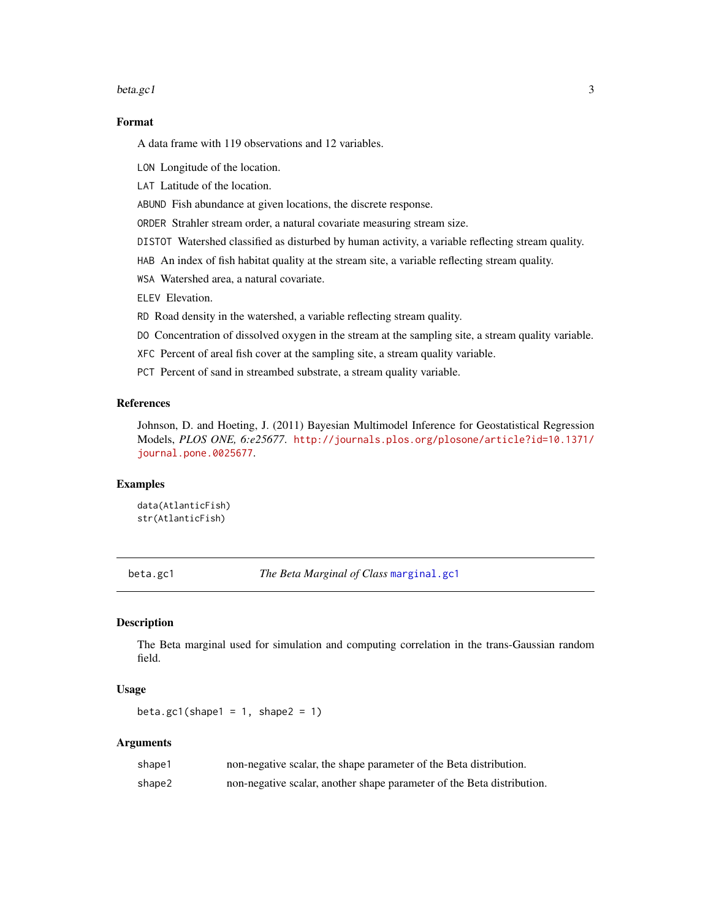### Format

A data frame with 119 observations and 12 variables.

- `LON` Longitude of the location.
- `LAT` Latitude of the location.
- `ABUND` Fish abundance at given locations, the discrete response.
- `ORDER` Strahler stream order, a natural covariate measuring stream size.
- `DISTOT` Watershed classified as disturbed by human activity, a variable reflecting stream quality.
- `HAB` An index of fish habitat quality at the stream site, a variable reflecting stream quality.
- `WSA` Watershed area, a natural covariate.
- `ELEV` Elevation.
- `RD` Road density in the watershed, a variable reflecting stream quality.
- `DO` Concentration of dissolved oxygen in the stream at the sampling site, a stream quality variable.
- `XFC` Percent of areal fish cover at the sampling site, a stream quality variable.
- `PCT` Percent of sand in streambed substrate, a stream quality variable.

### References

Johnson, D. and Hoeting, J. (2011) Bayesian Multimodel Inference for Geostatistical Regression Models, *PLOS ONE, 6:e25677*. http://journals.plos.org/plosone/article?id=10.1371/journal.pone.0025677.

### Examples

```
data(AtlanticFish)
str(AtlanticFish)
```

---

## beta.gc1 — *The Beta Marginal of Class* `marginal.gc1`

### Description

The Beta marginal used for simulation and computing correlation in the trans-Gaussian random field.

### Usage

```
beta.gc1(shape1 = 1, shape2 = 1)
```

### Arguments

| | |
|---|---|
| `shape1` | non-negative scalar, the shape parameter of the Beta distribution. |
| `shape2` | non-negative scalar, another shape parameter of the Beta distribution. |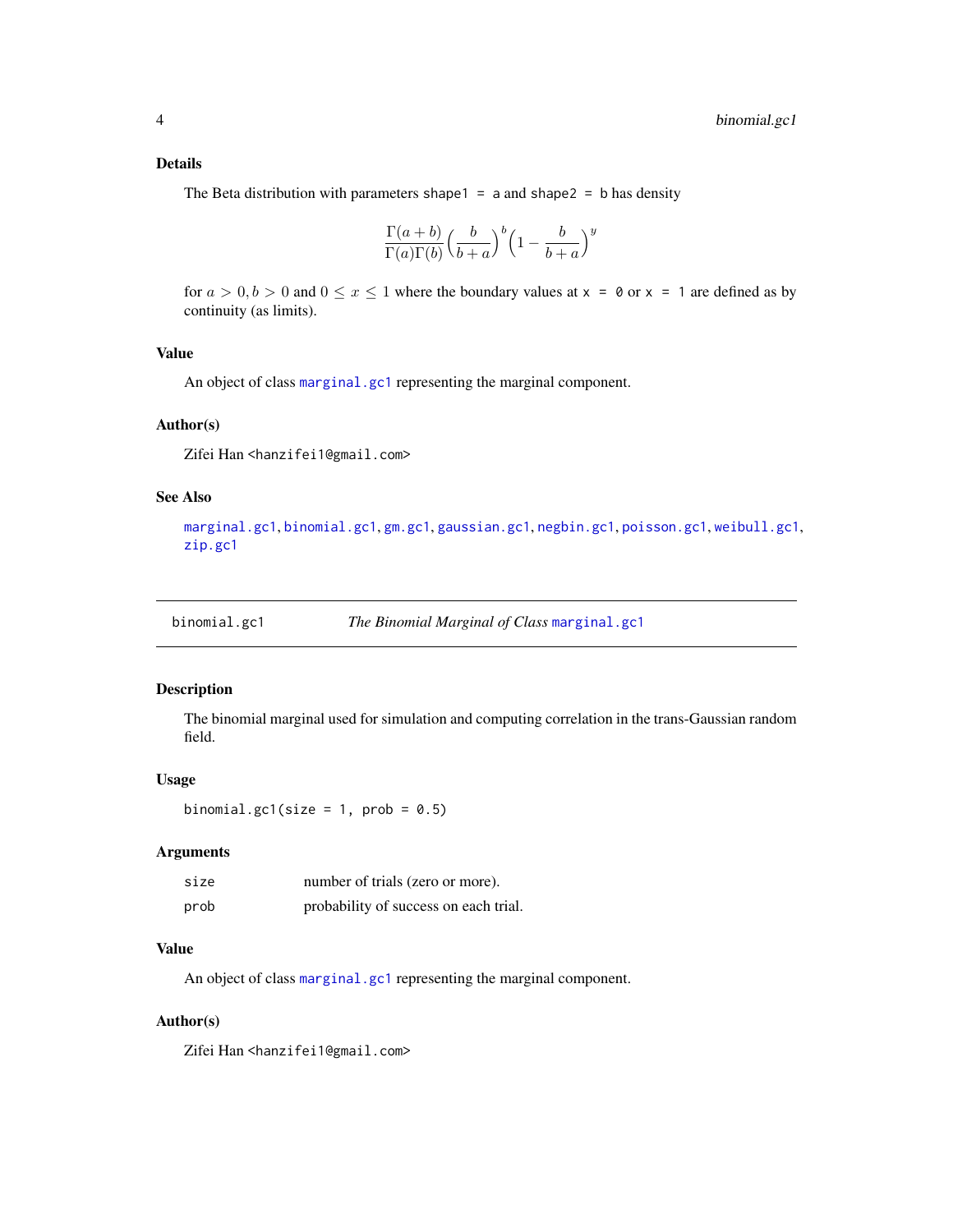## Details

The Beta distribution with parameters `shape1 = a` and `shape2 = b` has density

$$\frac{\Gamma(a+b)}{\Gamma(a)\Gamma(b)}\Big(\frac{b}{b+a}\Big)^{b}\Big(1-\frac{b}{b+a}\Big)^{y}$$

for $a > 0, b > 0$ and $0 \leq x \leq 1$ where the boundary values at `x = 0` or `x = 1` are defined as by continuity (as limits).

## Value

An object of class `marginal.gc1` representing the marginal component.

## Author(s)

Zifei Han <hanzifei1@gmail.com>

## See Also

`marginal.gc1`, `binomial.gc1`, `gm.gc1`, `gaussian.gc1`, `negbin.gc1`, `poisson.gc1`, `weibull.gc1`, `zip.gc1`

---

# binomial.gc1 — *The Binomial Marginal of Class* `marginal.gc1`

## Description

The binomial marginal used for simulation and computing correlation in the trans-Gaussian random field.

## Usage

```
binomial.gc1(size = 1, prob = 0.5)
```

## Arguments

| | |
|---|---|
| `size` | number of trials (zero or more). |
| `prob` | probability of success on each trial. |

## Value

An object of class `marginal.gc1` representing the marginal component.

## Author(s)

Zifei Han <hanzifei1@gmail.com>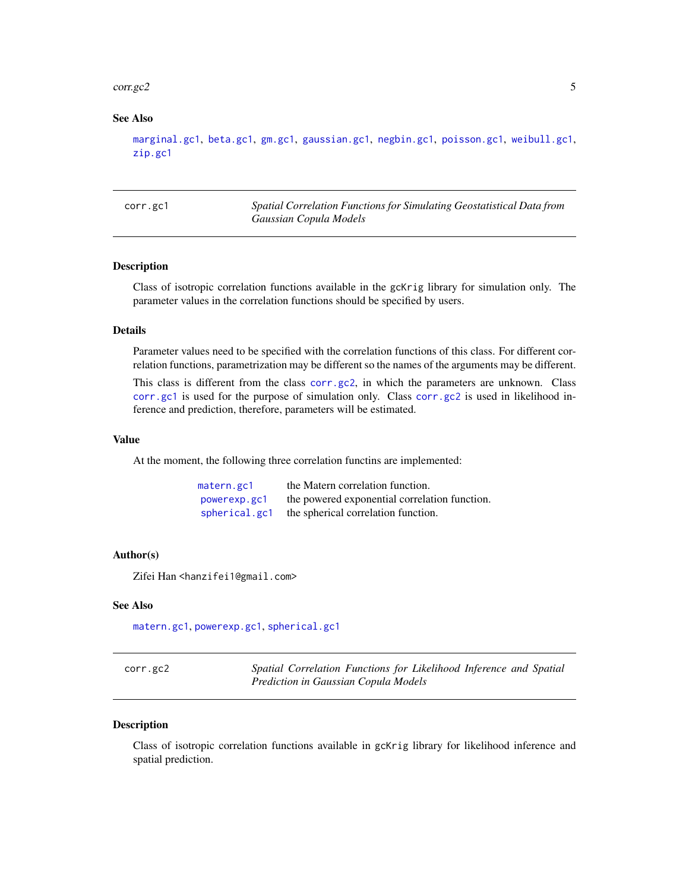### See Also

marginal.gc1, beta.gc1, gm.gc1, gaussian.gc1, negbin.gc1, poisson.gc1, weibull.gc1, zip.gc1

---

## corr.gc1 — *Spatial Correlation Functions for Simulating Geostatistical Data from Gaussian Copula Models*

### Description

Class of isotropic correlation functions available in the gcKrig library for simulation only. The parameter values in the correlation functions should be specified by users.

### Details

Parameter values need to be specified with the correlation functions of this class. For different correlation functions, parametrization may be different so the names of the arguments may be different.

This class is different from the class corr.gc2, in which the parameters are unknown. Class corr.gc1 is used for the purpose of simulation only. Class corr.gc2 is used in likelihood inference and prediction, therefore, parameters will be estimated.

### Value

At the moment, the following three correlation functins are implemented:

| | |
|---|---|
| matern.gc1 | the Matern correlation function. |
| powerexp.gc1 | the powered exponential correlation function. |
| spherical.gc1 | the spherical correlation function. |

### Author(s)

Zifei Han <hanzifei1@gmail.com>

### See Also

matern.gc1, powerexp.gc1, spherical.gc1

---

## corr.gc2 — *Spatial Correlation Functions for Likelihood Inference and Spatial Prediction in Gaussian Copula Models*

### Description

Class of isotropic correlation functions available in gcKrig library for likelihood inference and spatial prediction.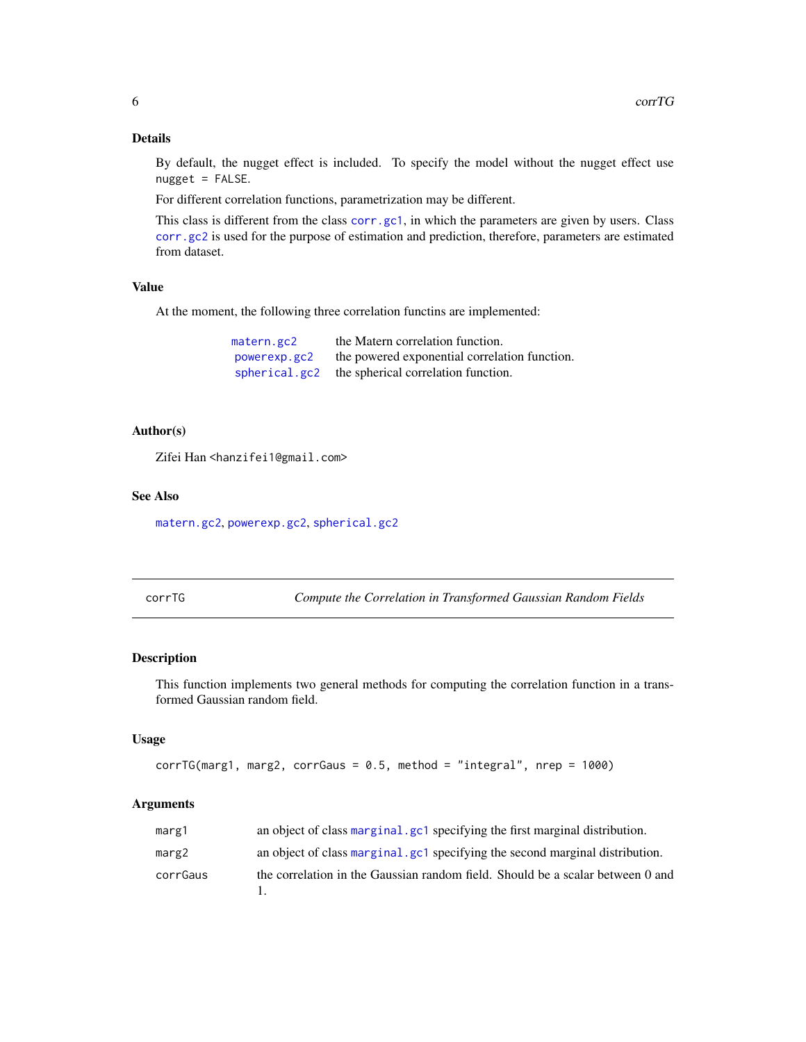### Details

By default, the nugget effect is included. To specify the model without the nugget effect use `nugget = FALSE`.

For different correlation functions, parametrization may be different.

This class is different from the class `corr.gc1`, in which the parameters are given by users. Class `corr.gc2` is used for the purpose of estimation and prediction, therefore, parameters are estimated from dataset.

### Value

At the moment, the following three correlation functins are implemented:

| | |
|---|---|
| `matern.gc2` | the Matern correlation function. |
| `powerexp.gc2` | the powered exponential correlation function. |
| `spherical.gc2` | the spherical correlation function. |

### Author(s)

Zifei Han <hanzifei1@gmail.com>

### See Also

`matern.gc2`, `powerexp.gc2`, `spherical.gc2`

---

## corrTG — *Compute the Correlation in Transformed Gaussian Random Fields*

### Description

This function implements two general methods for computing the correlation function in a transformed Gaussian random field.

### Usage

```
corrTG(marg1, marg2, corrGaus = 0.5, method = "integral", nrep = 1000)
```

### Arguments

| | |
|---|---|
| `marg1` | an object of class `marginal.gc1` specifying the first marginal distribution. |
| `marg2` | an object of class `marginal.gc1` specifying the second marginal distribution. |
| `corrGaus` | the correlation in the Gaussian random field. Should be a scalar between 0 and 1. |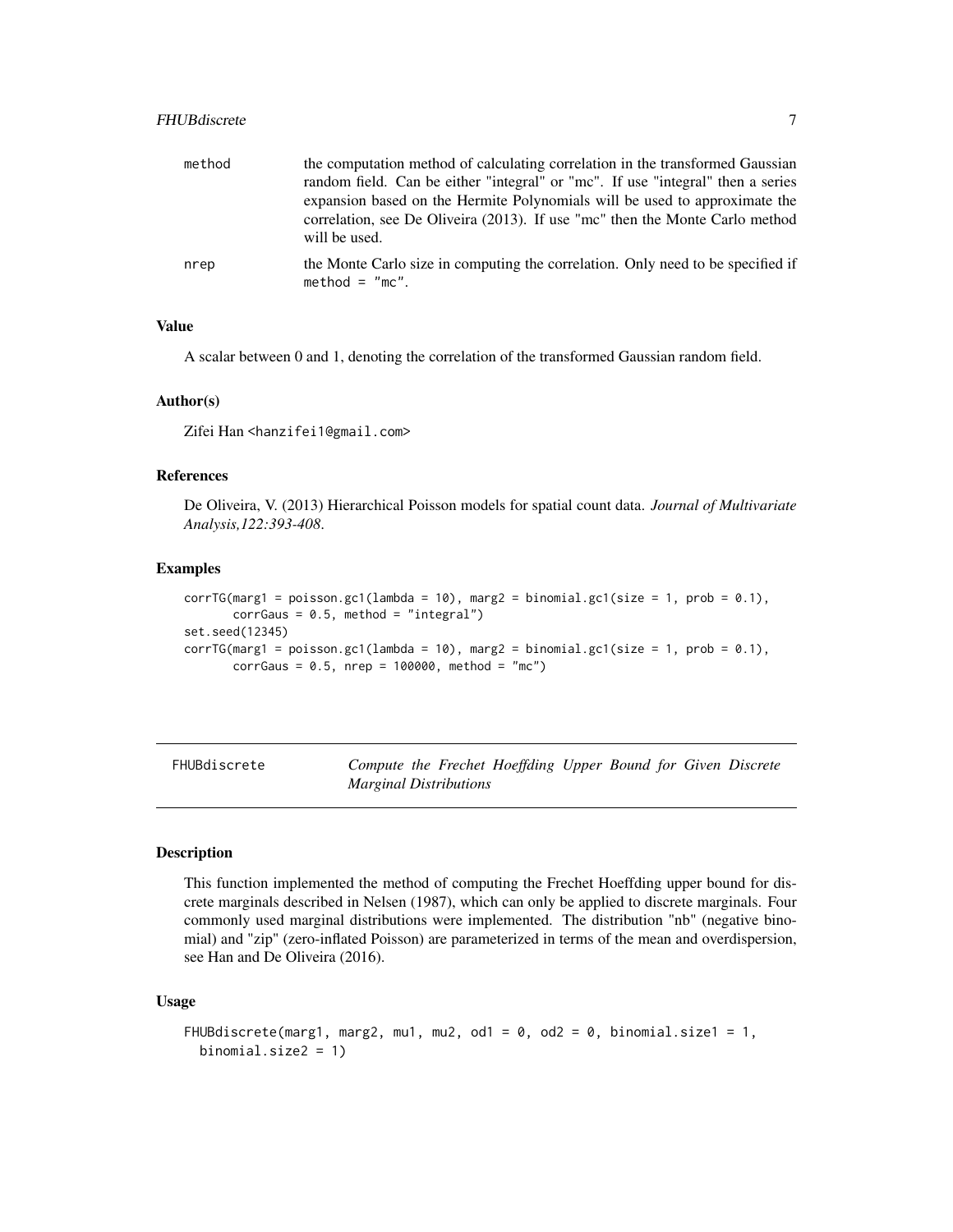| | |
|---|---|
| method | the computation method of calculating correlation in the transformed Gaussian random field. Can be either "integral" or "mc". If use "integral" then a series expansion based on the Hermite Polynomials will be used to approximate the correlation, see De Oliveira (2013). If use "mc" then the Monte Carlo method will be used. |
| nrep | the Monte Carlo size in computing the correlation. Only need to be specified if `method = "mc"`. |

### Value

A scalar between 0 and 1, denoting the correlation of the transformed Gaussian random field.

### Author(s)

Zifei Han <hanzifei1@gmail.com>

### References

De Oliveira, V. (2013) Hierarchical Poisson models for spatial count data. *Journal of Multivariate Analysis,122:393-408*.

### Examples

```
corrTG(marg1 = poisson.gc1(lambda = 10), marg2 = binomial.gc1(size = 1, prob = 0.1),
       corrGaus = 0.5, method = "integral")
set.seed(12345)
corrTG(marg1 = poisson.gc1(lambda = 10), marg2 = binomial.gc1(size = 1, prob = 0.1),
       corrGaus = 0.5, nrep = 100000, method = "mc")
```

---

## FHUBdiscrete — *Compute the Frechet Hoeffding Upper Bound for Given Discrete Marginal Distributions*

### Description

This function implemented the method of computing the Frechet Hoeffding upper bound for discrete marginals described in Nelsen (1987), which can only be applied to discrete marginals. Four commonly used marginal distributions were implemented. The distribution "nb" (negative binomial) and "zip" (zero-inflated Poisson) are parameterized in terms of the mean and overdispersion, see Han and De Oliveira (2016).

### Usage

```
FHUBdiscrete(marg1, marg2, mu1, mu2, od1 = 0, od2 = 0, binomial.size1 = 1,
  binomial.size2 = 1)
```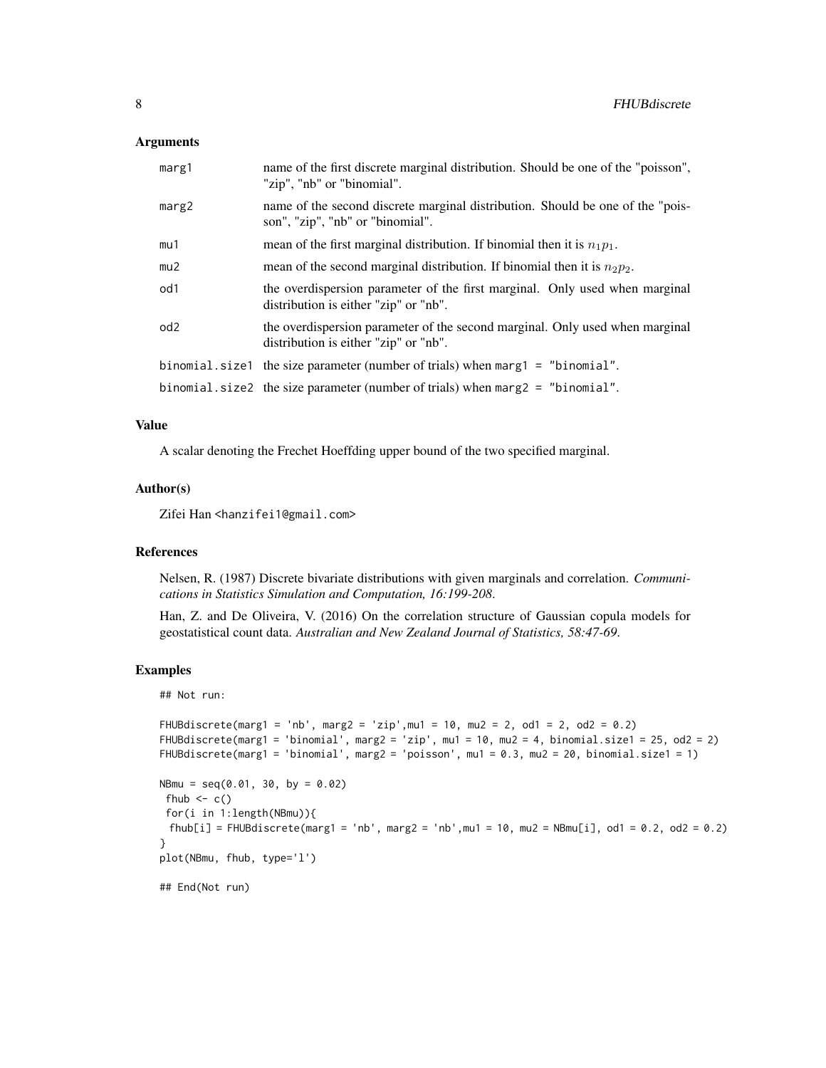### Arguments

| | |
|---|---|
| marg1 | name of the first discrete marginal distribution. Should be one of the "poisson", "zip", "nb" or "binomial". |
| marg2 | name of the second discrete marginal distribution. Should be one of the "poisson", "zip", "nb" or "binomial". |
| mu1 | mean of the first marginal distribution. If binomial then it is $n_1p_1$. |
| mu2 | mean of the second marginal distribution. If binomial then it is $n_2p_2$. |
| od1 | the overdispersion parameter of the first marginal. Only used when marginal distribution is either "zip" or "nb". |
| od2 | the overdispersion parameter of the second marginal. Only used when marginal distribution is either "zip" or "nb". |
| binomial.size1 | the size parameter (number of trials) when `marg1 = "binomial"`. |
| binomial.size2 | the size parameter (number of trials) when `marg2 = "binomial"`. |

### Value

A scalar denoting the Frechet Hoeffding upper bound of the two specified marginal.

### Author(s)

Zifei Han <hanzifei1@gmail.com>

### References

Nelsen, R. (1987) Discrete bivariate distributions with given marginals and correlation. *Communications in Statistics Simulation and Computation, 16:199-208*.

Han, Z. and De Oliveira, V. (2016) On the correlation structure of Gaussian copula models for geostatistical count data. *Australian and New Zealand Journal of Statistics, 58:47-69*.

### Examples

```
## Not run:

FHUBdiscrete(marg1 = 'nb', marg2 = 'zip',mu1 = 10, mu2 = 2, od1 = 2, od2 = 0.2)
FHUBdiscrete(marg1 = 'binomial', marg2 = 'zip', mu1 = 10, mu2 = 4, binomial.size1 = 25, od2 = 2)
FHUBdiscrete(marg1 = 'binomial', marg2 = 'poisson', mu1 = 0.3, mu2 = 20, binomial.size1 = 1)

NBmu = seq(0.01, 30, by = 0.02)
 fhub <- c()
 for(i in 1:length(NBmu)){
  fhub[i] = FHUBdiscrete(marg1 = 'nb', marg2 = 'nb',mu1 = 10, mu2 = NBmu[i], od1 = 0.2, od2 = 0.2)
}
plot(NBmu, fhub, type='l')

## End(Not run)
```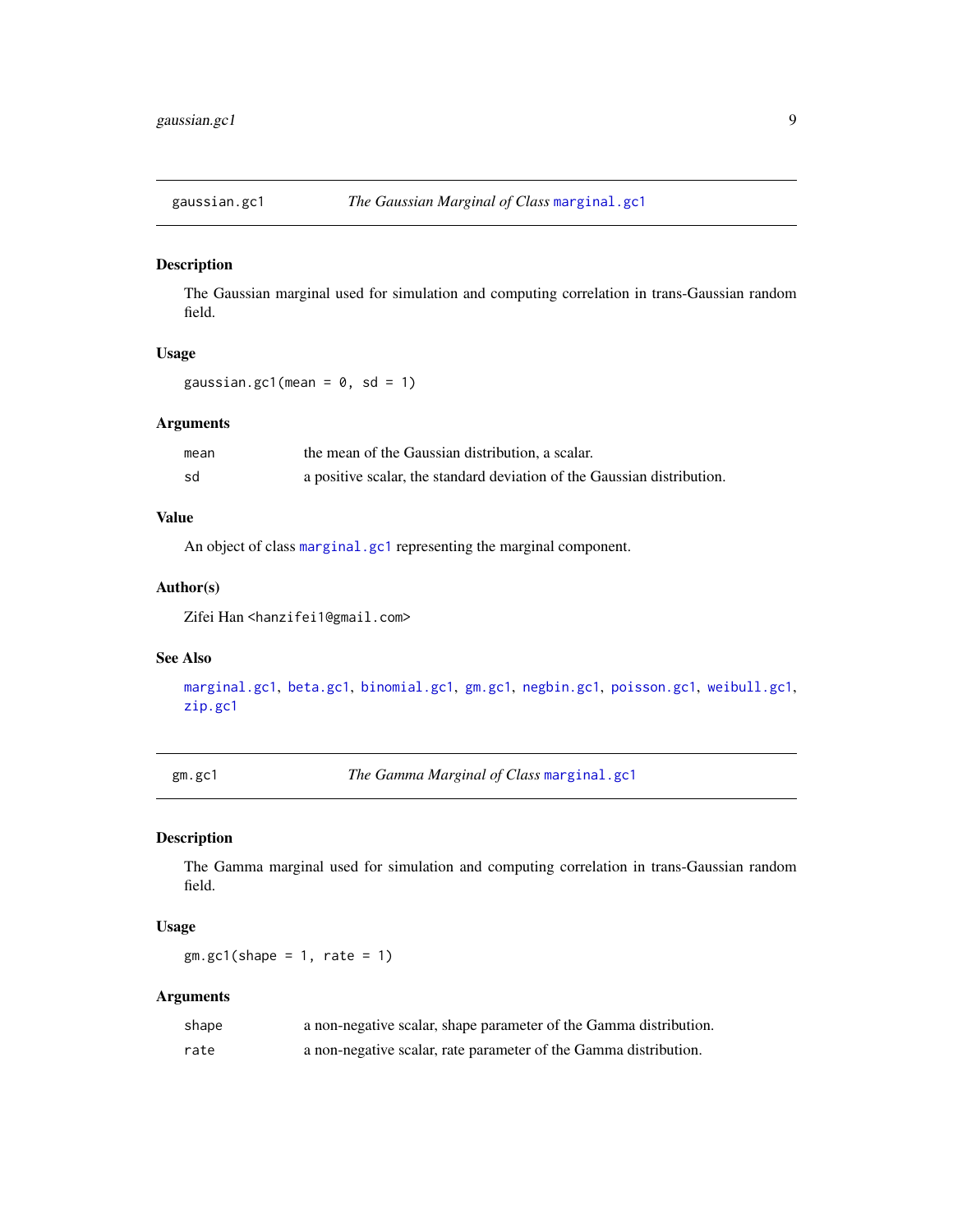## gaussian.gc1 — *The Gaussian Marginal of Class* marginal.gc1

### Description

The Gaussian marginal used for simulation and computing correlation in trans-Gaussian random field.

### Usage

```
gaussian.gc1(mean = 0, sd = 1)
```

### Arguments

| | |
|---|---|
| mean | the mean of the Gaussian distribution, a scalar. |
| sd | a positive scalar, the standard deviation of the Gaussian distribution. |

### Value

An object of class marginal.gc1 representing the marginal component.

### Author(s)

Zifei Han <hanzifei1@gmail.com>

### See Also

marginal.gc1, beta.gc1, binomial.gc1, gm.gc1, negbin.gc1, poisson.gc1, weibull.gc1, zip.gc1

## gm.gc1 — *The Gamma Marginal of Class* marginal.gc1

### Description

The Gamma marginal used for simulation and computing correlation in trans-Gaussian random field.

### Usage

```
gm.gc1(shape = 1, rate = 1)
```

### Arguments

| | |
|---|---|
| shape | a non-negative scalar, shape parameter of the Gamma distribution. |
| rate | a non-negative scalar, rate parameter of the Gamma distribution. |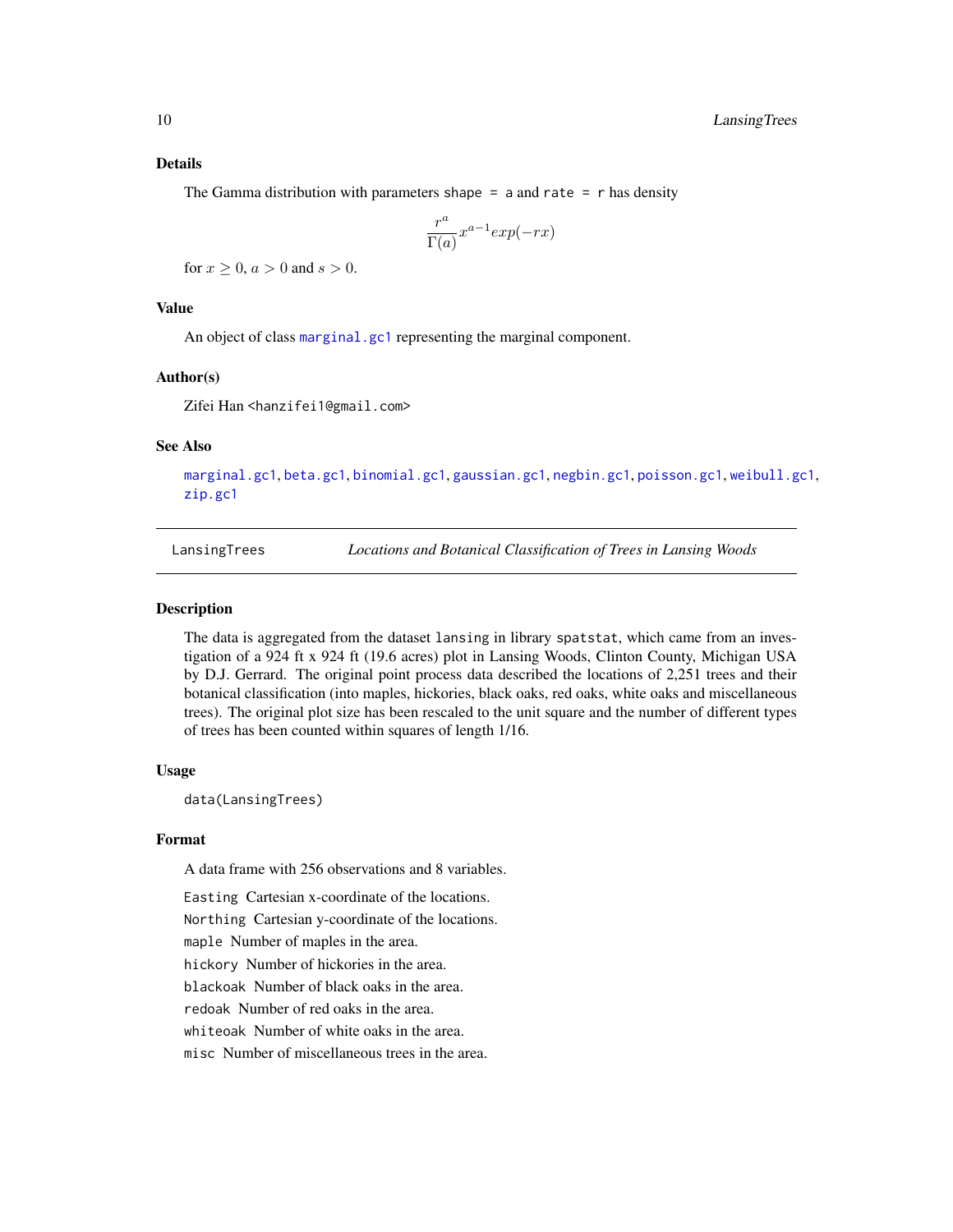### Details

The Gamma distribution with parameters `shape = a` and `rate = r` has density

$$\frac{r^a}{\Gamma(a)} x^{a-1} exp(-rx)$$

for $x \geq 0$, $a > 0$ and $s > 0$.

### Value

An object of class `marginal.gc1` representing the marginal component.

### Author(s)

Zifei Han <hanzifei1@gmail.com>

### See Also

`marginal.gc1`, `beta.gc1`, `binomial.gc1`, `gaussian.gc1`, `negbin.gc1`, `poisson.gc1`, `weibull.gc1`, `zip.gc1`

---

## LansingTrees — *Locations and Botanical Classification of Trees in Lansing Woods*

### Description

The data is aggregated from the dataset `lansing` in library `spatstat`, which came from an investigation of a 924 ft x 924 ft (19.6 acres) plot in Lansing Woods, Clinton County, Michigan USA by D.J. Gerrard. The original point process data described the locations of 2,251 trees and their botanical classification (into maples, hickories, black oaks, red oaks, white oaks and miscellaneous trees). The original plot size has been rescaled to the unit square and the number of different types of trees has been counted within squares of length 1/16.

### Usage

```
data(LansingTrees)
```

### Format

A data frame with 256 observations and 8 variables.

- `Easting` Cartesian x-coordinate of the locations.
- `Northing` Cartesian y-coordinate of the locations.
- `maple` Number of maples in the area.
- `hickory` Number of hickories in the area.
- `blackoak` Number of black oaks in the area.
- `redoak` Number of red oaks in the area.
- `whiteoak` Number of white oaks in the area.
- `misc` Number of miscellaneous trees in the area.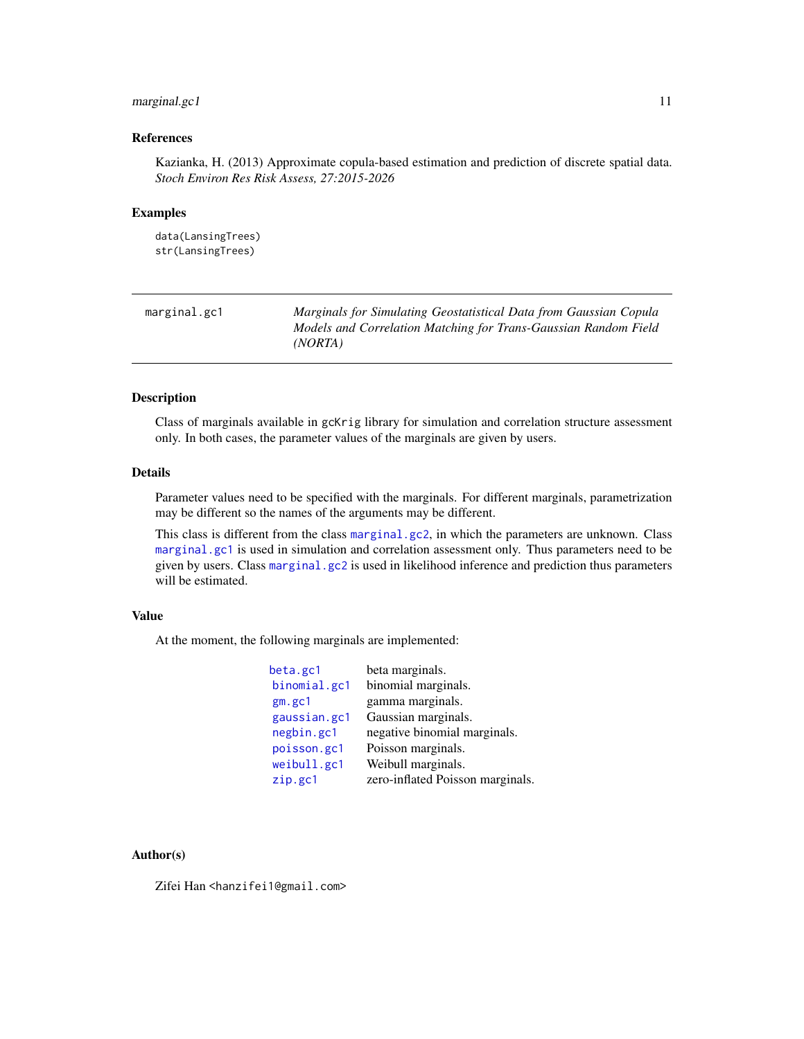## References

Kazianka, H. (2013) Approximate copula-based estimation and prediction of discrete spatial data. *Stoch Environ Res Risk Assess, 27:2015-2026*

## Examples

```
data(LansingTrees)
str(LansingTrees)
```

---

# marginal.gc1 — *Marginals for Simulating Geostatistical Data from Gaussian Copula Models and Correlation Matching for Trans-Gaussian Random Field (NORTA)*

## Description

Class of marginals available in `gcKrig` library for simulation and correlation structure assessment only. In both cases, the parameter values of the marginals are given by users.

## Details

Parameter values need to be specified with the marginals. For different marginals, parametrization may be different so the names of the arguments may be different.

This class is different from the class `marginal.gc2`, in which the parameters are unknown. Class `marginal.gc1` is used in simulation and correlation assessment only. Thus parameters need to be given by users. Class `marginal.gc2` is used in likelihood inference and prediction thus parameters will be estimated.

## Value

At the moment, the following marginals are implemented:

| | |
|---|---|
| `beta.gc1` | beta marginals. |
| `binomial.gc1` | binomial marginals. |
| `gm.gc1` | gamma marginals. |
| `gaussian.gc1` | Gaussian marginals. |
| `negbin.gc1` | negative binomial marginals. |
| `poisson.gc1` | Poisson marginals. |
| `weibull.gc1` | Weibull marginals. |
| `zip.gc1` | zero-inflated Poisson marginals. |

## Author(s)

Zifei Han <hanzifei1@gmail.com>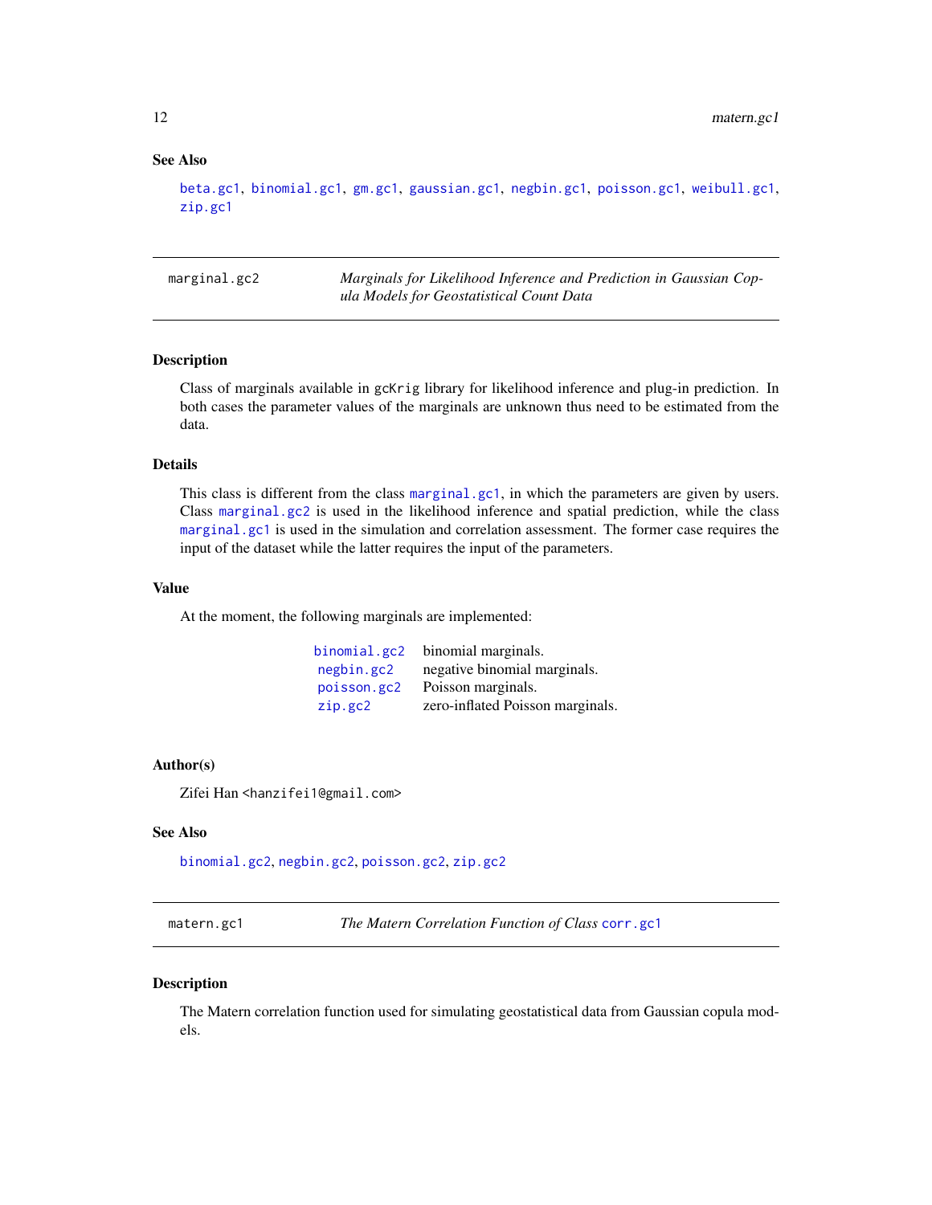### See Also

beta.gc1, binomial.gc1, gm.gc1, gaussian.gc1, negbin.gc1, poisson.gc1, weibull.gc1, zip.gc1

---

## marginal.gc2 — *Marginals for Likelihood Inference and Prediction in Gaussian Copula Models for Geostatistical Count Data*

### Description

Class of marginals available in gcKrig library for likelihood inference and plug-in prediction. In both cases the parameter values of the marginals are unknown thus need to be estimated from the data.

### Details

This class is different from the class marginal.gc1, in which the parameters are given by users. Class marginal.gc2 is used in the likelihood inference and spatial prediction, while the class marginal.gc1 is used in the simulation and correlation assessment. The former case requires the input of the dataset while the latter requires the input of the parameters.

### Value

At the moment, the following marginals are implemented:

| | |
|---|---|
| binomial.gc2 | binomial marginals. |
| negbin.gc2 | negative binomial marginals. |
| poisson.gc2 | Poisson marginals. |
| zip.gc2 | zero-inflated Poisson marginals. |

### Author(s)

Zifei Han <hanzifei1@gmail.com>

### See Also

binomial.gc2, negbin.gc2, poisson.gc2, zip.gc2

---

## matern.gc1 — *The Matern Correlation Function of Class corr.gc1*

### Description

The Matern correlation function used for simulating geostatistical data from Gaussian copula models.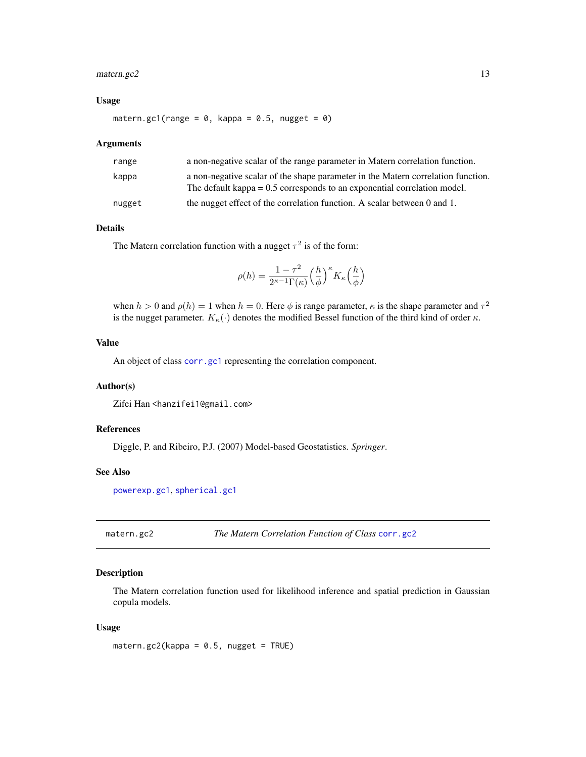### Usage

```
matern.gc1(range = 0, kappa = 0.5, nugget = 0)
```

### Arguments

| | |
|---|---|
| range | a non-negative scalar of the range parameter in Matern correlation function. |
| kappa | a non-negative scalar of the shape parameter in the Matern correlation function. The default kappa = 0.5 corresponds to an exponential correlation model. |
| nugget | the nugget effect of the correlation function. A scalar between 0 and 1. |

### Details

The Matern correlation function with a nugget $\tau^2$ is of the form:

$$\rho(h) = \frac{1-\tau^2}{2^{\kappa-1}\Gamma(\kappa)}\left(\frac{h}{\phi}\right)^{\kappa} K_{\kappa}\left(\frac{h}{\phi}\right)$$

when $h > 0$ and $\rho(h) = 1$ when $h = 0$. Here $\phi$ is range parameter, $\kappa$ is the shape parameter and $\tau^2$ is the nugget parameter. $K_{\kappa}(\cdot)$ denotes the modified Bessel function of the third kind of order $\kappa$.

### Value

An object of class corr.gc1 representing the correlation component.

### Author(s)

Zifei Han <hanzifei1@gmail.com>

### References

Diggle, P. and Ribeiro, P.J. (2007) Model-based Geostatistics. *Springer*.

### See Also

powerexp.gc1, spherical.gc1

---

## matern.gc2 — *The Matern Correlation Function of Class* corr.gc2

### Description

The Matern correlation function used for likelihood inference and spatial prediction in Gaussian copula models.

### Usage

```
matern.gc2(kappa = 0.5, nugget = TRUE)
```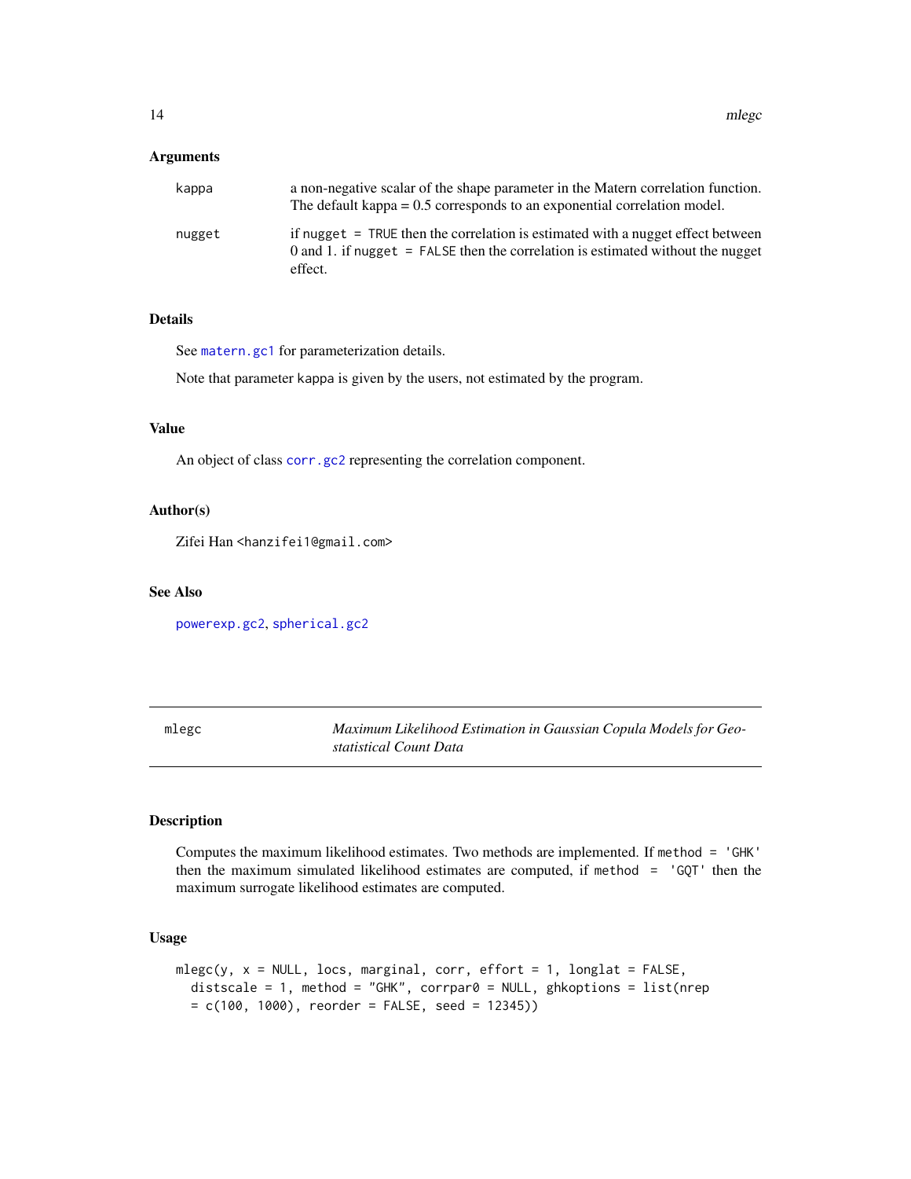### Arguments

| | |
|---|---|
| `kappa` | a non-negative scalar of the shape parameter in the Matern correlation function. The default kappa = 0.5 corresponds to an exponential correlation model. |
| `nugget` | if `nugget = TRUE` then the correlation is estimated with a nugget effect between 0 and 1. if `nugget = FALSE` then the correlation is estimated without the nugget effect. |

### Details

See `matern.gc1` for parameterization details.

Note that parameter kappa is given by the users, not estimated by the program.

### Value

An object of class `corr.gc2` representing the correlation component.

### Author(s)

Zifei Han <hanzifei1@gmail.com>

### See Also

`powerexp.gc2`, `spherical.gc2`

---

## mlegc — *Maximum Likelihood Estimation in Gaussian Copula Models for Geostatistical Count Data*

---

### Description

Computes the maximum likelihood estimates. Two methods are implemented. If `method = 'GHK'` then the maximum simulated likelihood estimates are computed, if `method = 'GQT'` then the maximum surrogate likelihood estimates are computed.

### Usage

```
mlegc(y, x = NULL, locs, marginal, corr, effort = 1, longlat = FALSE,
  distscale = 1, method = "GHK", corrpar0 = NULL, ghkoptions = list(nrep
  = c(100, 1000), reorder = FALSE, seed = 12345))
```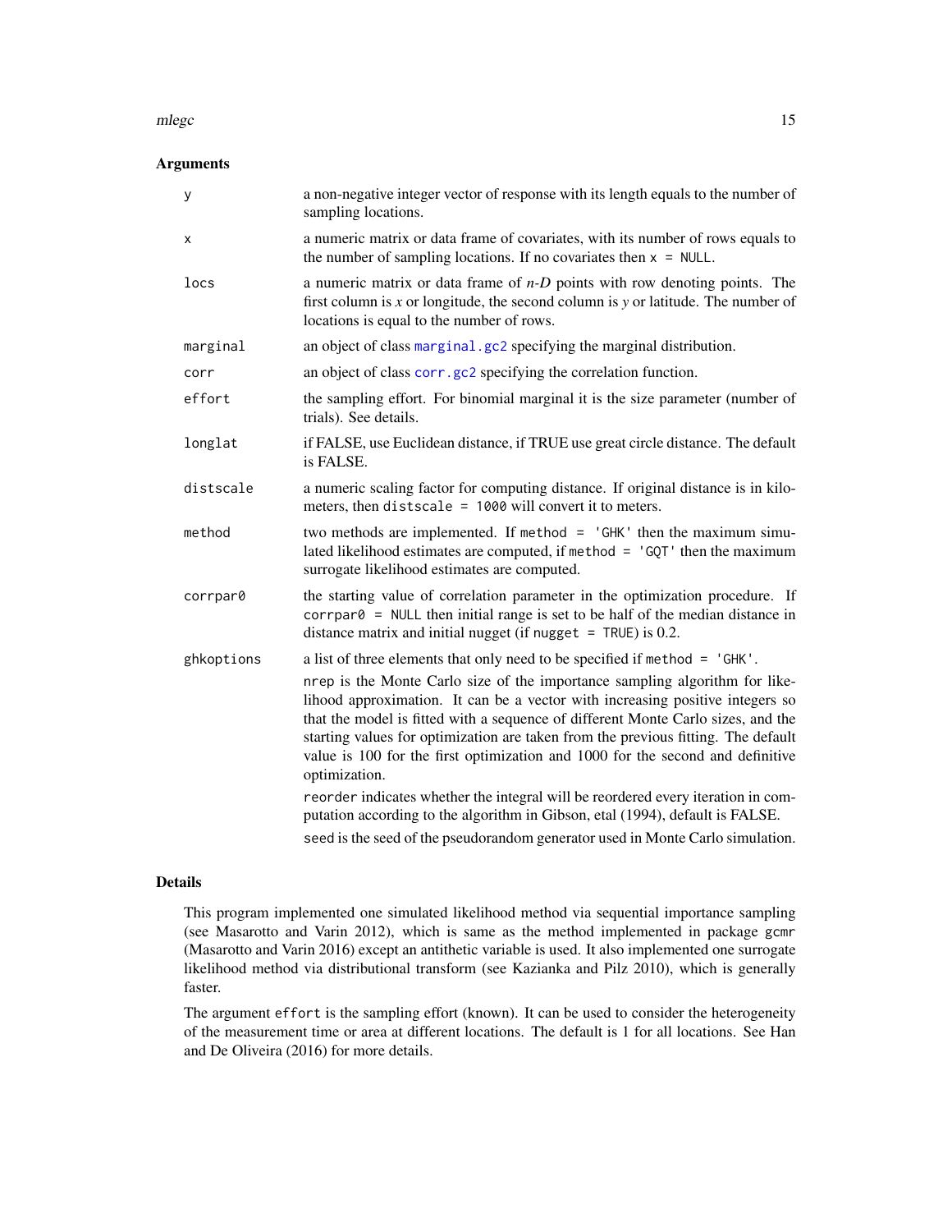### Arguments

- `y` — a non-negative integer vector of response with its length equals to the number of sampling locations.
- `x` — a numeric matrix or data frame of covariates, with its number of rows equals to the number of sampling locations. If no covariates then `x = NULL`.
- `locs` — a numeric matrix or data frame of *n-D* points with row denoting points. The first column is *x* or longitude, the second column is *y* or latitude. The number of locations is equal to the number of rows.
- `marginal` — an object of class `marginal.gc2` specifying the marginal distribution.
- `corr` — an object of class `corr.gc2` specifying the correlation function.
- `effort` — the sampling effort. For binomial marginal it is the size parameter (number of trials). See details.
- `longlat` — if FALSE, use Euclidean distance, if TRUE use great circle distance. The default is FALSE.
- `distscale` — a numeric scaling factor for computing distance. If original distance is in kilometers, then `distscale = 1000` will convert it to meters.
- `method` — two methods are implemented. If `method = 'GHK'` then the maximum simulated likelihood estimates are computed, if `method = 'GQT'` then the maximum surrogate likelihood estimates are computed.
- `corrpar0` — the starting value of correlation parameter in the optimization procedure. If `corrpar0 = NULL` then initial range is set to be half of the median distance in distance matrix and initial nugget (if `nugget = TRUE`) is 0.2.
- `ghkoptions` — a list of three elements that only need to be specified if `method = 'GHK'`.

  `nrep` is the Monte Carlo size of the importance sampling algorithm for likelihood approximation. It can be a vector with increasing positive integers so that the model is fitted with a sequence of different Monte Carlo sizes, and the starting values for optimization are taken from the previous fitting. The default value is 100 for the first optimization and 1000 for the second and definitive optimization.

  `reorder` indicates whether the integral will be reordered every iteration in computation according to the algorithm in Gibson, etal (1994), default is FALSE.

  `seed` is the seed of the pseudorandom generator used in Monte Carlo simulation.

### Details

This program implemented one simulated likelihood method via sequential importance sampling (see Masarotto and Varin 2012), which is same as the method implemented in package gcmr (Masarotto and Varin 2016) except an antithetic variable is used. It also implemented one surrogate likelihood method via distributional transform (see Kazianka and Pilz 2010), which is generally faster.

The argument `effort` is the sampling effort (known). It can be used to consider the heterogeneity of the measurement time or area at different locations. The default is 1 for all locations. See Han and De Oliveira (2016) for more details.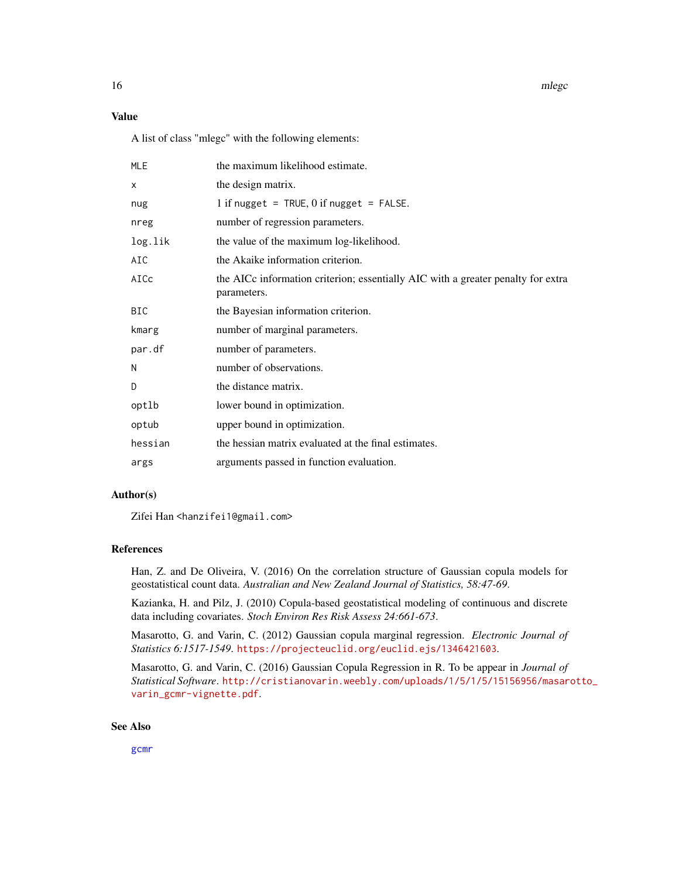## Value

A list of class "mlegc" with the following elements:

| | |
|---|---|
| `MLE` | the maximum likelihood estimate. |
| `x` | the design matrix. |
| `nug` | 1 if `nugget = TRUE`, 0 if `nugget = FALSE`. |
| `nreg` | number of regression parameters. |
| `log.lik` | the value of the maximum log-likelihood. |
| `AIC` | the Akaike information criterion. |
| `AICc` | the AICc information criterion; essentially AIC with a greater penalty for extra parameters. |
| `BIC` | the Bayesian information criterion. |
| `kmarg` | number of marginal parameters. |
| `par.df` | number of parameters. |
| `N` | number of observations. |
| `D` | the distance matrix. |
| `optlb` | lower bound in optimization. |
| `optub` | upper bound in optimization. |
| `hessian` | the hessian matrix evaluated at the final estimates. |
| `args` | arguments passed in function evaluation. |

## Author(s)

Zifei Han <hanzifei1@gmail.com>

## References

Han, Z. and De Oliveira, V. (2016) On the correlation structure of Gaussian copula models for geostatistical count data. *Australian and New Zealand Journal of Statistics, 58:47-69*.

Kazianka, H. and Pilz, J. (2010) Copula-based geostatistical modeling of continuous and discrete data including covariates. *Stoch Environ Res Risk Assess 24:661-673*.

Masarotto, G. and Varin, C. (2012) Gaussian copula marginal regression. *Electronic Journal of Statistics 6:1517-1549*. https://projecteuclid.org/euclid.ejs/1346421603.

Masarotto, G. and Varin, C. (2016) Gaussian Copula Regression in R. To be appear in *Journal of Statistical Software*. http://cristianovarin.weebly.com/uploads/1/5/1/5/15156956/masarotto_varin_gcmr-vignette.pdf.

## See Also

gcmr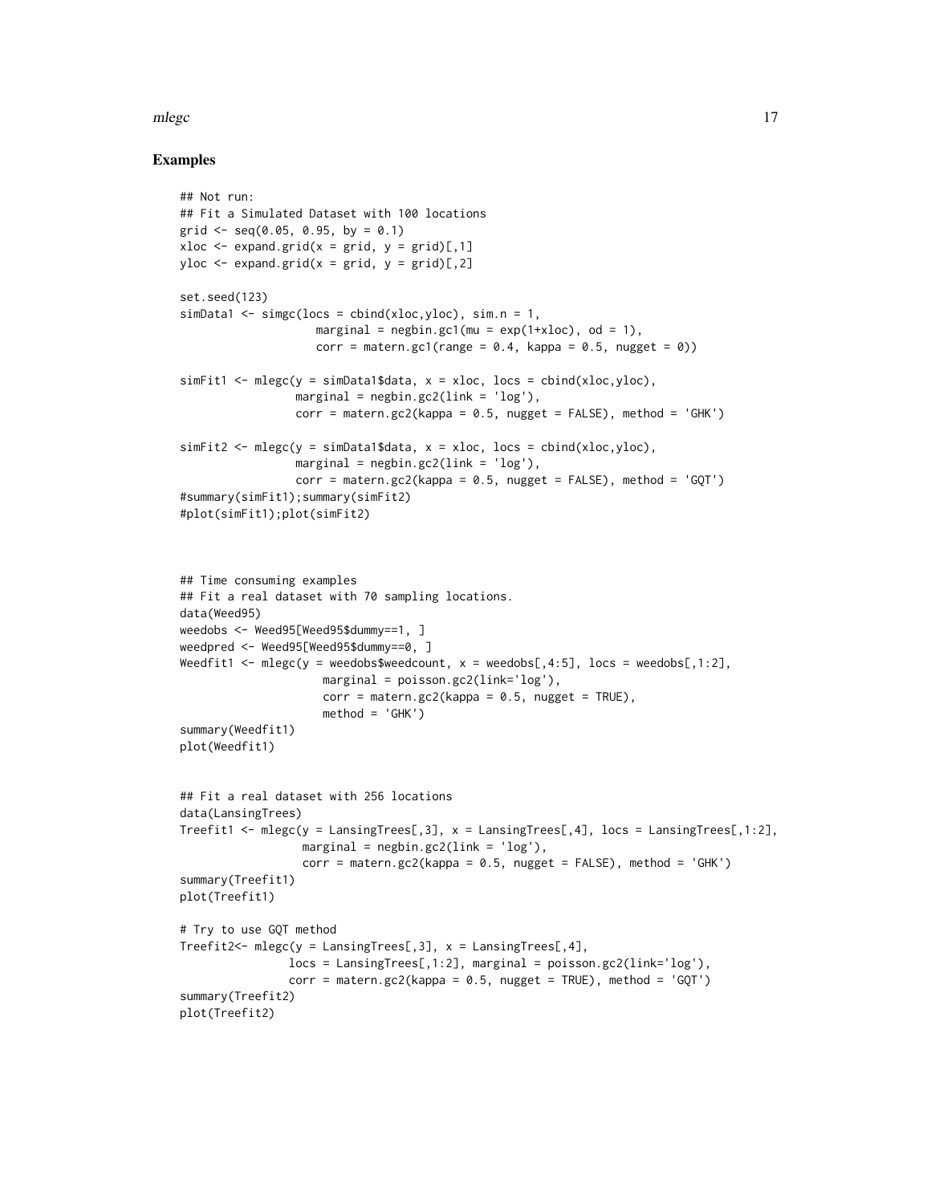## Examples

```
## Not run:
## Fit a Simulated Dataset with 100 locations
grid <- seq(0.05, 0.95, by = 0.1)
xloc <- expand.grid(x = grid, y = grid)[,1]
yloc <- expand.grid(x = grid, y = grid)[,2]

set.seed(123)
simData1 <- simgc(locs = cbind(xloc,yloc), sim.n = 1,
                    marginal = negbin.gc1(mu = exp(1+xloc), od = 1),
                    corr = matern.gc1(range = 0.4, kappa = 0.5, nugget = 0))

simFit1 <- mlegc(y = simData1$data, x = xloc, locs = cbind(xloc,yloc),
                 marginal = negbin.gc2(link = 'log'),
                 corr = matern.gc2(kappa = 0.5, nugget = FALSE), method = 'GHK')

simFit2 <- mlegc(y = simData1$data, x = xloc, locs = cbind(xloc,yloc),
                 marginal = negbin.gc2(link = 'log'),
                 corr = matern.gc2(kappa = 0.5, nugget = FALSE), method = 'GQT')
#summary(simFit1);summary(simFit2)
#plot(simFit1);plot(simFit2)



## Time consuming examples
## Fit a real dataset with 70 sampling locations.
data(Weed95)
weedobs <- Weed95[Weed95$dummy==1, ]
weedpred <- Weed95[Weed95$dummy==0, ]
Weedfit1 <- mlegc(y = weedobs$weedcount, x = weedobs[,4:5], locs = weedobs[,1:2],
                     marginal = poisson.gc2(link='log'),
                     corr = matern.gc2(kappa = 0.5, nugget = TRUE),
                     method = 'GHK')
summary(Weedfit1)
plot(Weedfit1)


## Fit a real dataset with 256 locations
data(LansingTrees)
Treefit1 <- mlegc(y = LansingTrees[,3], x = LansingTrees[,4], locs = LansingTrees[,1:2],
                  marginal = negbin.gc2(link = 'log'),
                  corr = matern.gc2(kappa = 0.5, nugget = FALSE), method = 'GHK')
summary(Treefit1)
plot(Treefit1)

# Try to use GQT method
Treefit2<- mlegc(y = LansingTrees[,3], x = LansingTrees[,4],
                locs = LansingTrees[,1:2], marginal = poisson.gc2(link='log'),
                corr = matern.gc2(kappa = 0.5, nugget = TRUE), method = 'GQT')
summary(Treefit2)
plot(Treefit2)
```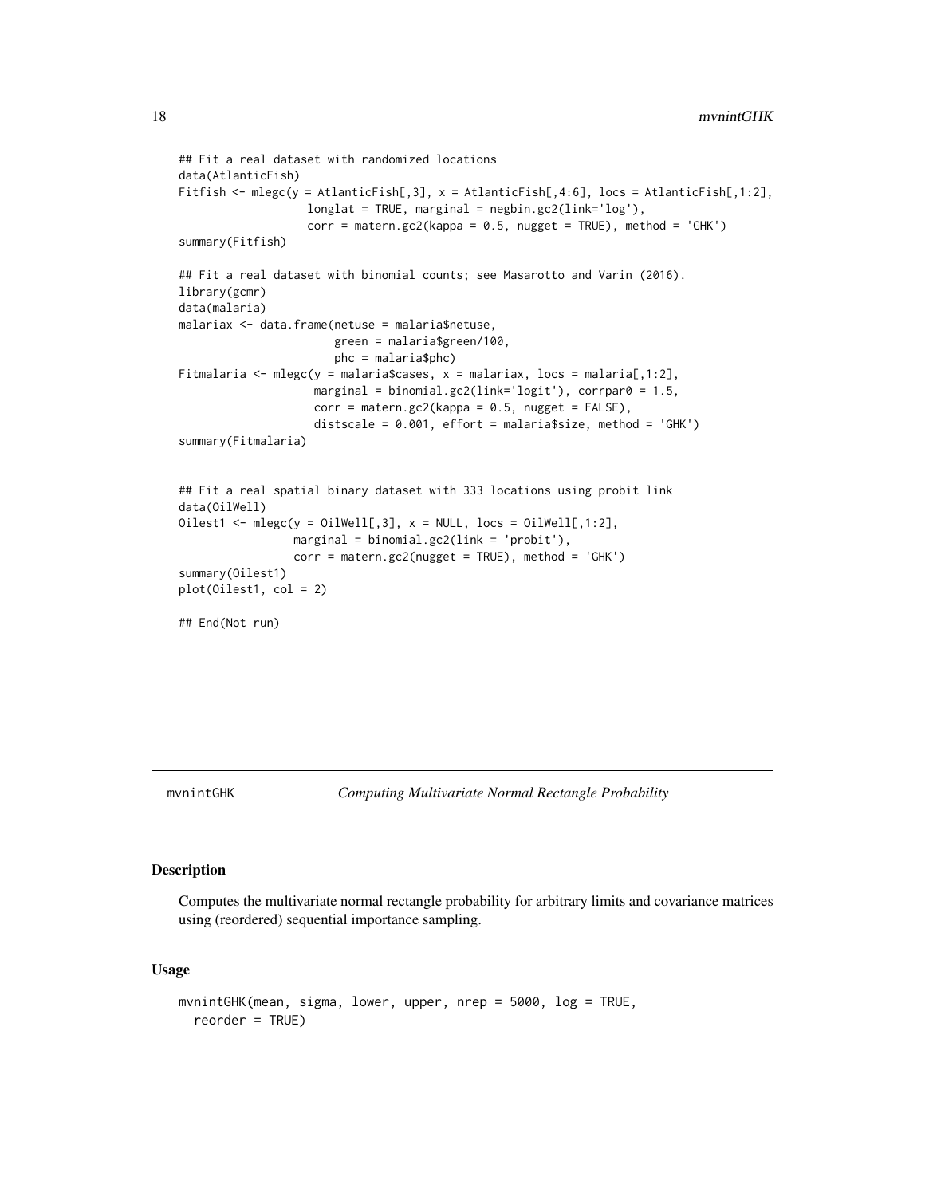```
## Fit a real dataset with randomized locations
data(AtlanticFish)
Fitfish <- mlegc(y = AtlanticFish[,3], x = AtlanticFish[,4:6], locs = AtlanticFish[,1:2],
                  longlat = TRUE, marginal = negbin.gc2(link='log'),
                  corr = matern.gc2(kappa = 0.5, nugget = TRUE), method = 'GHK')
summary(Fitfish)

## Fit a real dataset with binomial counts; see Masarotto and Varin (2016).
library(gcmr)
data(malaria)
malariax <- data.frame(netuse = malaria$netuse,
                       green = malaria$green/100,
                       phc = malaria$phc)
Fitmalaria <- mlegc(y = malaria$cases, x = malariax, locs = malaria[,1:2],
                    marginal = binomial.gc2(link='logit'), corrpar0 = 1.5,
                    corr = matern.gc2(kappa = 0.5, nugget = FALSE),
                    distscale = 0.001, effort = malaria$size, method = 'GHK')
summary(Fitmalaria)


## Fit a real spatial binary dataset with 333 locations using probit link
data(OilWell)
Oilest1 <- mlegc(y = OilWell[,3], x = NULL, locs = OilWell[,1:2],
                 marginal = binomial.gc2(link = 'probit'),
                 corr = matern.gc2(nugget = TRUE), method = 'GHK')
summary(Oilest1)
plot(Oilest1, col = 2)

## End(Not run)
```

## mvnintGHK — *Computing Multivariate Normal Rectangle Probability*

### Description

Computes the multivariate normal rectangle probability for arbitrary limits and covariance matrices using (reordered) sequential importance sampling.

### Usage

```
mvnintGHK(mean, sigma, lower, upper, nrep = 5000, log = TRUE,
  reorder = TRUE)
```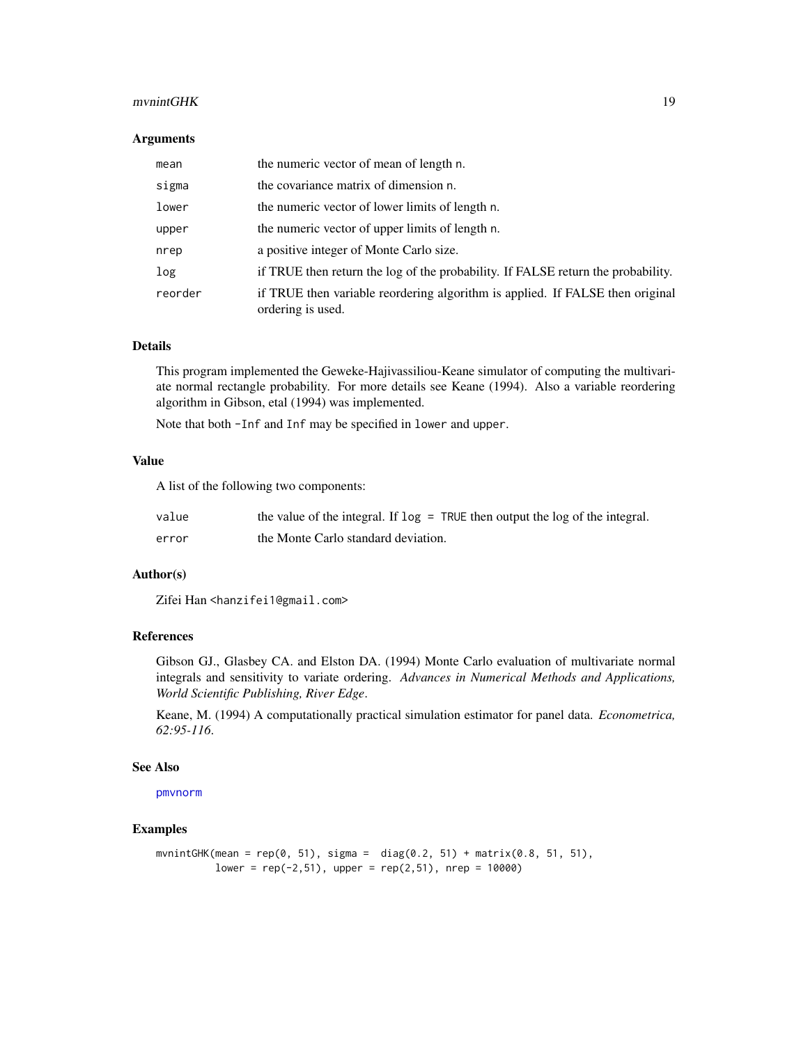## Arguments

| | |
|---|---|
| `mean` | the numeric vector of mean of length n. |
| `sigma` | the covariance matrix of dimension n. |
| `lower` | the numeric vector of lower limits of length n. |
| `upper` | the numeric vector of upper limits of length n. |
| `nrep` | a positive integer of Monte Carlo size. |
| `log` | if TRUE then return the log of the probability. If FALSE return the probability. |
| `reorder` | if TRUE then variable reordering algorithm is applied. If FALSE then original ordering is used. |

## Details

This program implemented the Geweke-Hajivassiliou-Keane simulator of computing the multivariate normal rectangle probability. For more details see Keane (1994). Also a variable reordering algorithm in Gibson, etal (1994) was implemented.

Note that both `-Inf` and `Inf` may be specified in `lower` and `upper`.

## Value

A list of the following two components:

| | |
|---|---|
| `value` | the value of the integral. If `log = TRUE` then output the log of the integral. |
| `error` | the Monte Carlo standard deviation. |

## Author(s)

Zifei Han <hanzifei1@gmail.com>

## References

Gibson GJ., Glasbey CA. and Elston DA. (1994) Monte Carlo evaluation of multivariate normal integrals and sensitivity to variate ordering. *Advances in Numerical Methods and Applications, World Scientific Publishing, River Edge*.

Keane, M. (1994) A computationally practical simulation estimator for panel data. *Econometrica, 62:95-116*.

## See Also

pmvnorm

## Examples

```
mvnintGHK(mean = rep(0, 51), sigma =  diag(0.2, 51) + matrix(0.8, 51, 51),
          lower = rep(-2,51), upper = rep(2,51), nrep = 10000)
```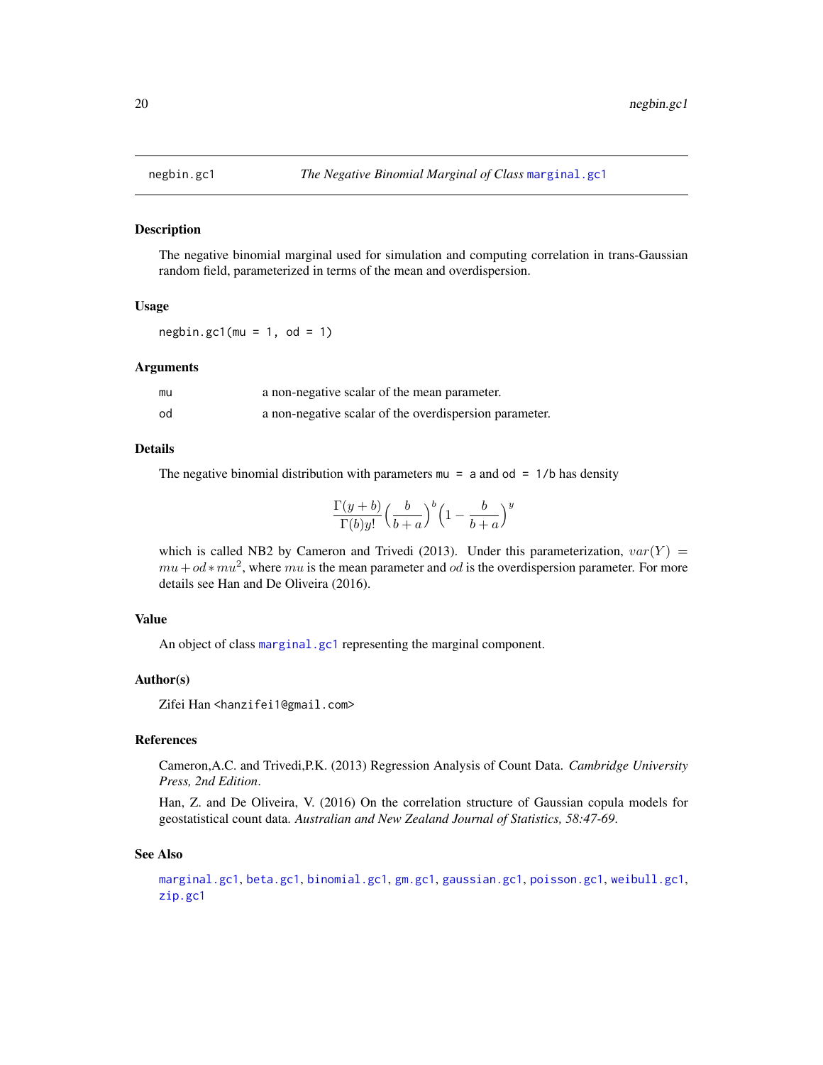negbin.gc1 — *The Negative Binomial Marginal of Class* `marginal.gc1`

## Description

The negative binomial marginal used for simulation and computing correlation in trans-Gaussian random field, parameterized in terms of the mean and overdispersion.

## Usage

```
negbin.gc1(mu = 1, od = 1)
```

## Arguments

| | |
|---|---|
| `mu` | a non-negative scalar of the mean parameter. |
| `od` | a non-negative scalar of the overdispersion parameter. |

## Details

The negative binomial distribution with parameters `mu = a` and `od = 1/b` has density

$$\frac{\Gamma(y+b)}{\Gamma(b)y!}\Big(\frac{b}{b+a}\Big)^b\Big(1-\frac{b}{b+a}\Big)^y$$

which is called NB2 by Cameron and Trivedi (2013). Under this parameterization, $var(Y) = mu + od * mu^2$, where $mu$ is the mean parameter and $od$ is the overdispersion parameter. For more details see Han and De Oliveira (2016).

## Value

An object of class `marginal.gc1` representing the marginal component.

## Author(s)

Zifei Han <hanzifei1@gmail.com>

## References

Cameron,A.C. and Trivedi,P.K. (2013) Regression Analysis of Count Data. *Cambridge University Press, 2nd Edition*.

Han, Z. and De Oliveira, V. (2016) On the correlation structure of Gaussian copula models for geostatistical count data. *Australian and New Zealand Journal of Statistics, 58:47-69*.

## See Also

`marginal.gc1`, `beta.gc1`, `binomial.gc1`, `gm.gc1`, `gaussian.gc1`, `poisson.gc1`, `weibull.gc1`, `zip.gc1`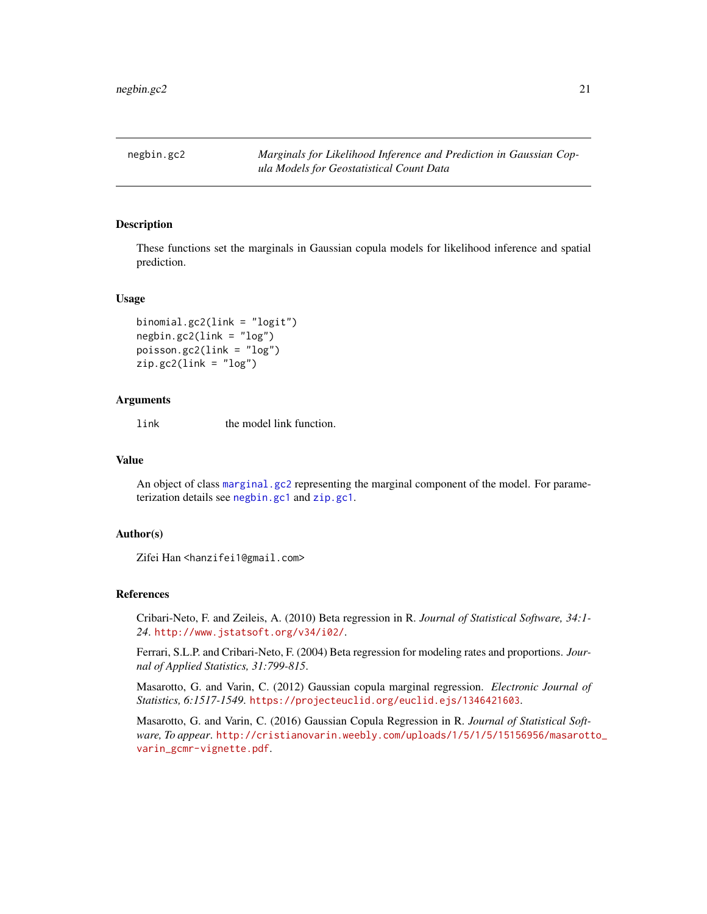## negbin.gc2 — *Marginals for Likelihood Inference and Prediction in Gaussian Copula Models for Geostatistical Count Data*

### Description

These functions set the marginals in Gaussian copula models for likelihood inference and spatial prediction.

### Usage

```
binomial.gc2(link = "logit")
negbin.gc2(link = "log")
poisson.gc2(link = "log")
zip.gc2(link = "log")
```

### Arguments

| | |
|---|---|
| link | the model link function. |

### Value

An object of class marginal.gc2 representing the marginal component of the model. For parameterization details see negbin.gc1 and zip.gc1.

### Author(s)

Zifei Han <hanzifei1@gmail.com>

### References

Cribari-Neto, F. and Zeileis, A. (2010) Beta regression in R. *Journal of Statistical Software, 34:1-24*. http://www.jstatsoft.org/v34/i02/.

Ferrari, S.L.P. and Cribari-Neto, F. (2004) Beta regression for modeling rates and proportions. *Journal of Applied Statistics, 31:799-815*.

Masarotto, G. and Varin, C. (2012) Gaussian copula marginal regression. *Electronic Journal of Statistics, 6:1517-1549*. https://projecteuclid.org/euclid.ejs/1346421603.

Masarotto, G. and Varin, C. (2016) Gaussian Copula Regression in R. *Journal of Statistical Software, To appear*. http://cristianovarin.weebly.com/uploads/1/5/1/5/15156956/masarotto_varin_gcmr-vignette.pdf.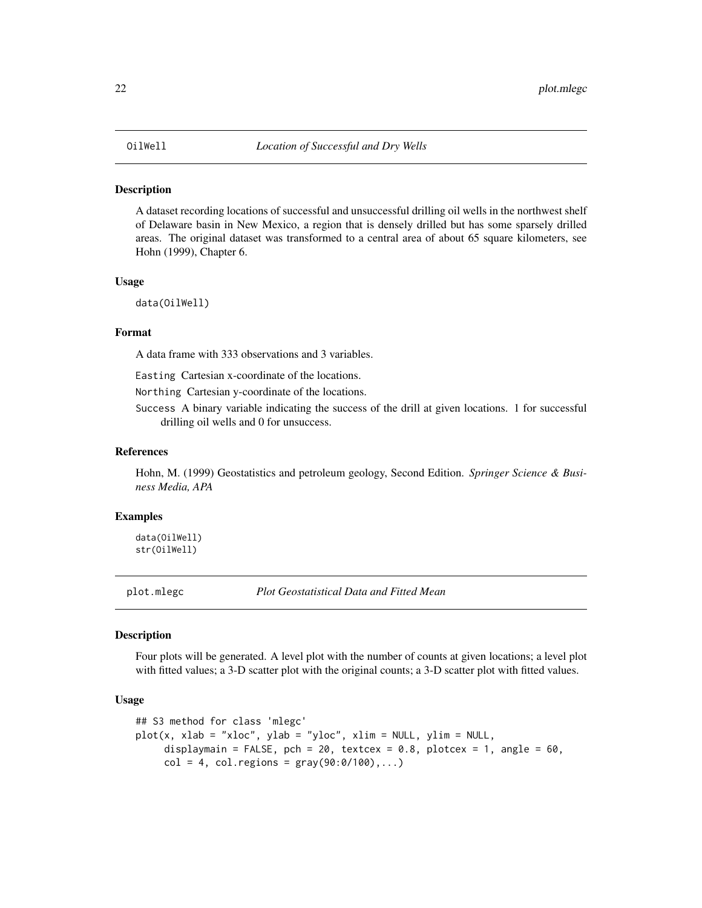## OilWell *Location of Successful and Dry Wells*

### Description

A dataset recording locations of successful and unsuccessful drilling oil wells in the northwest shelf of Delaware basin in New Mexico, a region that is densely drilled but has some sparsely drilled areas. The original dataset was transformed to a central area of about 65 square kilometers, see Hohn (1999), Chapter 6.

### Usage

```
data(OilWell)
```

### Format

A data frame with 333 observations and 3 variables.

`Easting` Cartesian x-coordinate of the locations.

`Northing` Cartesian y-coordinate of the locations.

`Success` A binary variable indicating the success of the drill at given locations. 1 for successful drilling oil wells and 0 for unsuccess.

### References

Hohn, M. (1999) Geostatistics and petroleum geology, Second Edition. *Springer Science & Business Media, APA*

### Examples

```
data(OilWell)
str(OilWell)
```

## plot.mlegc *Plot Geostatistical Data and Fitted Mean*

### Description

Four plots will be generated. A level plot with the number of counts at given locations; a level plot with fitted values; a 3-D scatter plot with the original counts; a 3-D scatter plot with fitted values.

### Usage

```
## S3 method for class 'mlegc'
plot(x, xlab = "xloc", ylab = "yloc", xlim = NULL, ylim = NULL,
     displaymain = FALSE, pch = 20, textcex = 0.8, plotcex = 1, angle = 60,
     col = 4, col.regions = gray(90:0/100),...)
```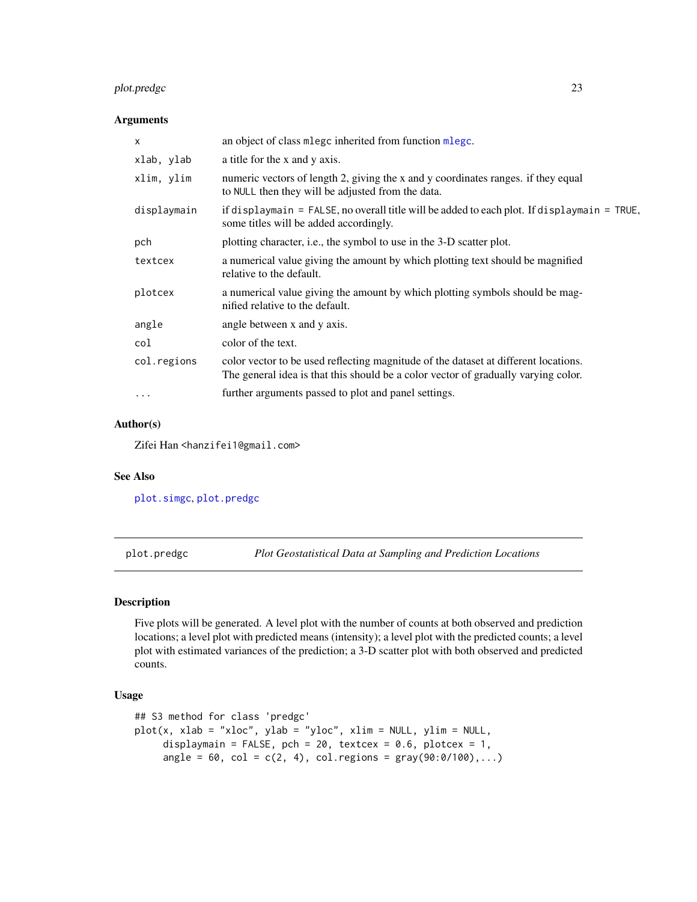### Arguments

| | |
|---|---|
| `x` | an object of class `mlegc` inherited from function `mlegc`. |
| `xlab, ylab` | a title for the x and y axis. |
| `xlim, ylim` | numeric vectors of length 2, giving the x and y coordinates ranges. if they equal to `NULL` then they will be adjusted from the data. |
| `displaymain` | if `displaymain = FALSE`, no overall title will be added to each plot. If `displaymain = TRUE`, some titles will be added accordingly. |
| `pch` | plotting character, i.e., the symbol to use in the 3-D scatter plot. |
| `textcex` | a numerical value giving the amount by which plotting text should be magnified relative to the default. |
| `plotcex` | a numerical value giving the amount by which plotting symbols should be magnified relative to the default. |
| `angle` | angle between x and y axis. |
| `col` | color of the text. |
| `col.regions` | color vector to be used reflecting magnitude of the dataset at different locations. The general idea is that this should be a color vector of gradually varying color. |
| `...` | further arguments passed to plot and panel settings. |

### Author(s)

Zifei Han <hanzifei1@gmail.com>

### See Also

`plot.simgc`, `plot.predgc`

---

## plot.predgc — *Plot Geostatistical Data at Sampling and Prediction Locations*

### Description

Five plots will be generated. A level plot with the number of counts at both observed and prediction locations; a level plot with predicted means (intensity); a level plot with the predicted counts; a level plot with estimated variances of the prediction; a 3-D scatter plot with both observed and predicted counts.

### Usage

```
## S3 method for class 'predgc'
plot(x, xlab = "xloc", ylab = "yloc", xlim = NULL, ylim = NULL,
     displaymain = FALSE, pch = 20, textcex = 0.6, plotcex = 1,
     angle = 60, col = c(2, 4), col.regions = gray(90:0/100),...)
```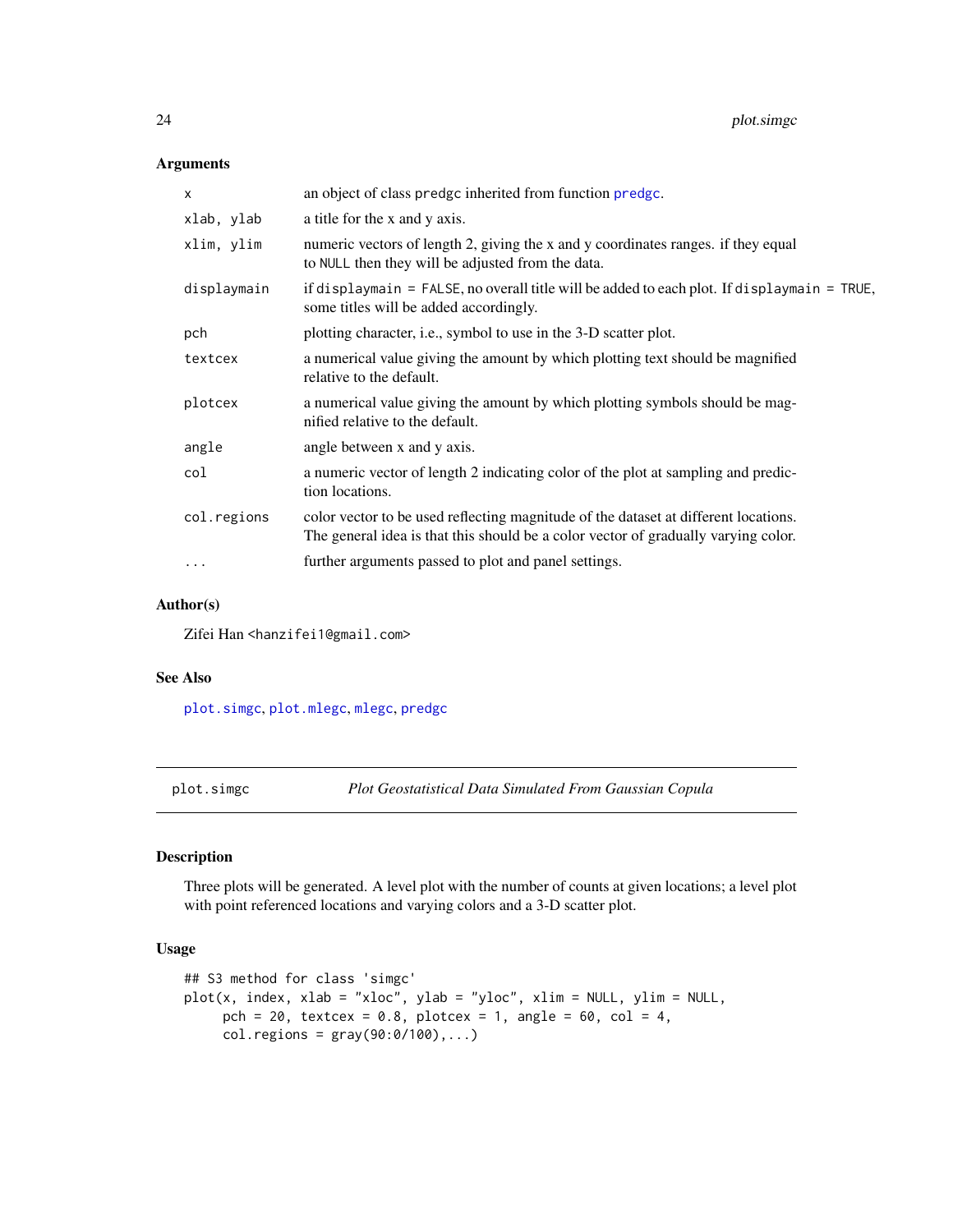### Arguments

| | |
|---|---|
| `x` | an object of class `predgc` inherited from function `predgc`. |
| `xlab, ylab` | a title for the x and y axis. |
| `xlim, ylim` | numeric vectors of length 2, giving the x and y coordinates ranges. if they equal to `NULL` then they will be adjusted from the data. |
| `displaymain` | if `displaymain = FALSE`, no overall title will be added to each plot. If `displaymain = TRUE`, some titles will be added accordingly. |
| `pch` | plotting character, i.e., symbol to use in the 3-D scatter plot. |
| `textcex` | a numerical value giving the amount by which plotting text should be magnified relative to the default. |
| `plotcex` | a numerical value giving the amount by which plotting symbols should be magnified relative to the default. |
| `angle` | angle between x and y axis. |
| `col` | a numeric vector of length 2 indicating color of the plot at sampling and prediction locations. |
| `col.regions` | color vector to be used reflecting magnitude of the dataset at different locations. The general idea is that this should be a color vector of gradually varying color. |
| `...` | further arguments passed to plot and panel settings. |

### Author(s)

Zifei Han <hanzifei1@gmail.com>

### See Also

`plot.simgc`, `plot.mlegc`, `mlegc`, `predgc`

---

## plot.simgc — *Plot Geostatistical Data Simulated From Gaussian Copula*

### Description

Three plots will be generated. A level plot with the number of counts at given locations; a level plot with point referenced locations and varying colors and a 3-D scatter plot.

### Usage

```
## S3 method for class 'simgc'
plot(x, index, xlab = "xloc", ylab = "yloc", xlim = NULL, ylim = NULL,
     pch = 20, textcex = 0.8, plotcex = 1, angle = 60, col = 4,
     col.regions = gray(90:0/100),...)
```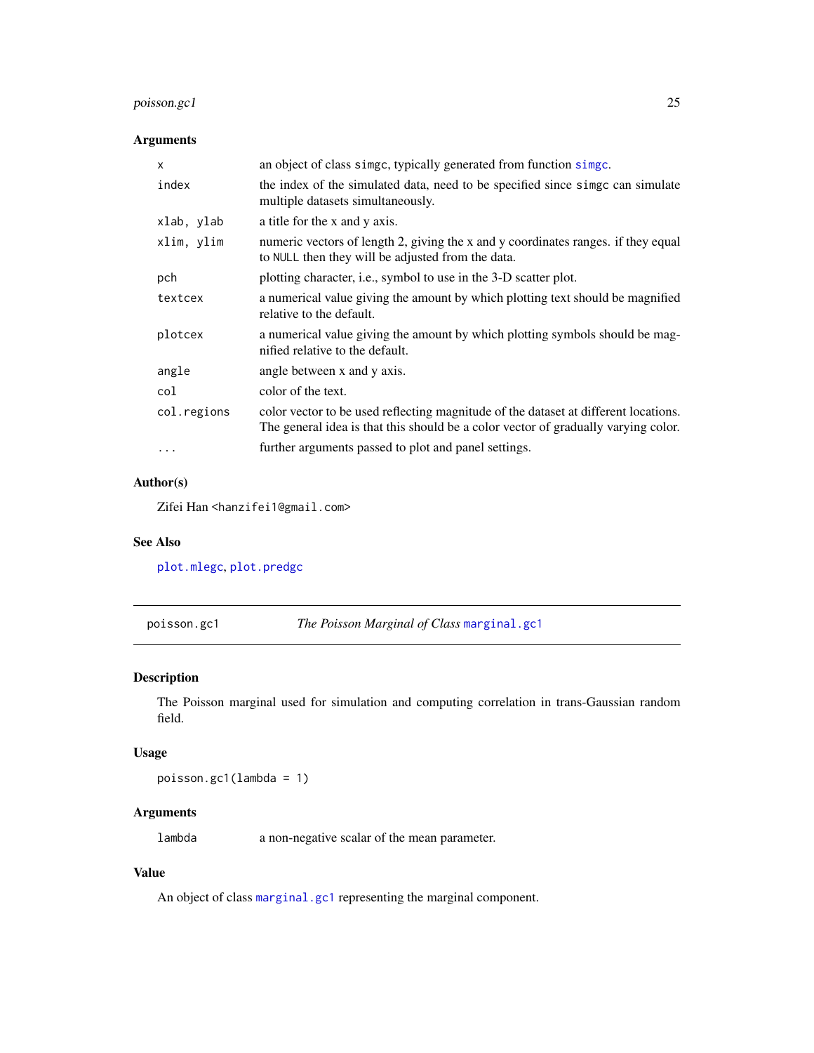### Arguments

| | |
|---|---|
| `x` | an object of class `simgc`, typically generated from function `simgc`. |
| `index` | the index of the simulated data, need to be specified since `simgc` can simulate multiple datasets simultaneously. |
| `xlab, ylab` | a title for the x and y axis. |
| `xlim, ylim` | numeric vectors of length 2, giving the x and y coordinates ranges. if they equal to `NULL` then they will be adjusted from the data. |
| `pch` | plotting character, i.e., symbol to use in the 3-D scatter plot. |
| `textcex` | a numerical value giving the amount by which plotting text should be magnified relative to the default. |
| `plotcex` | a numerical value giving the amount by which plotting symbols should be magnified relative to the default. |
| `angle` | angle between x and y axis. |
| `col` | color of the text. |
| `col.regions` | color vector to be used reflecting magnitude of the dataset at different locations. The general idea is that this should be a color vector of gradually varying color. |
| `...` | further arguments passed to plot and panel settings. |

### Author(s)

Zifei Han <hanzifei1@gmail.com>

### See Also

`plot.mlegc`, `plot.predgc`

---

## poisson.gc1 — *The Poisson Marginal of Class* `marginal.gc1`

### Description

The Poisson marginal used for simulation and computing correlation in trans-Gaussian random field.

### Usage

```
poisson.gc1(lambda = 1)
```

### Arguments

| | |
|---|---|
| `lambda` | a non-negative scalar of the mean parameter. |

### Value

An object of class `marginal.gc1` representing the marginal component.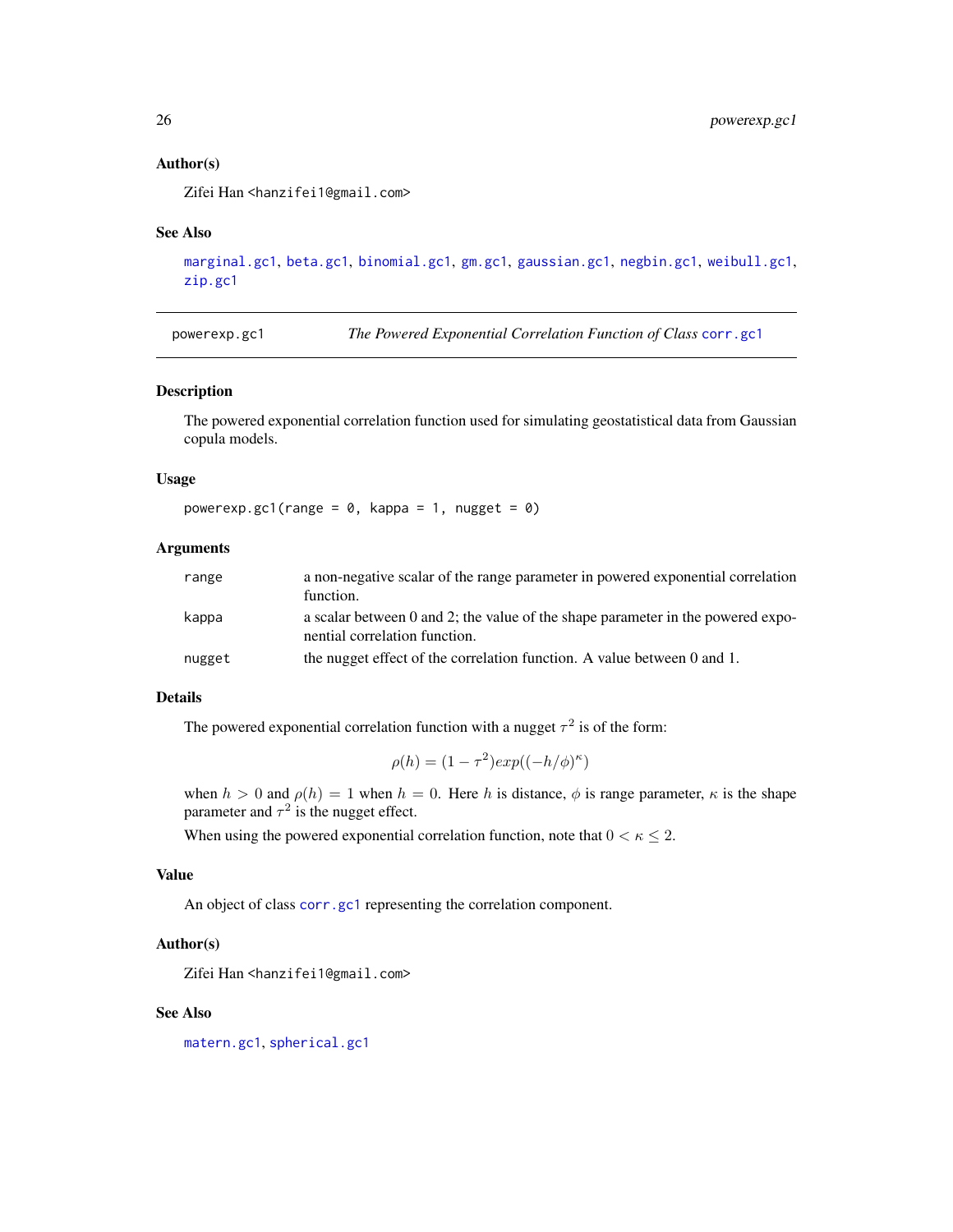### Author(s)

Zifei Han <hanzifei1@gmail.com>

### See Also

marginal.gc1, beta.gc1, binomial.gc1, gm.gc1, gaussian.gc1, negbin.gc1, weibull.gc1, zip.gc1

---

## powerexp.gc1 — *The Powered Exponential Correlation Function of Class* corr.gc1

### Description

The powered exponential correlation function used for simulating geostatistical data from Gaussian copula models.

### Usage

```
powerexp.gc1(range = 0, kappa = 1, nugget = 0)
```

### Arguments

| | |
|---|---|
| range | a non-negative scalar of the range parameter in powered exponential correlation function. |
| kappa | a scalar between 0 and 2; the value of the shape parameter in the powered exponential correlation function. |
| nugget | the nugget effect of the correlation function. A value between 0 and 1. |

### Details

The powered exponential correlation function with a nugget $\tau^2$ is of the form:

$$\rho(h) = (1 - \tau^2)exp((-h/\phi)^\kappa)$$

when $h > 0$ and $\rho(h) = 1$ when $h = 0$. Here $h$ is distance, $\phi$ is range parameter, $\kappa$ is the shape parameter and $\tau^2$ is the nugget effect.

When using the powered exponential correlation function, note that $0 < \kappa \leq 2$.

### Value

An object of class corr.gc1 representing the correlation component.

### Author(s)

Zifei Han <hanzifei1@gmail.com>

### See Also

matern.gc1, spherical.gc1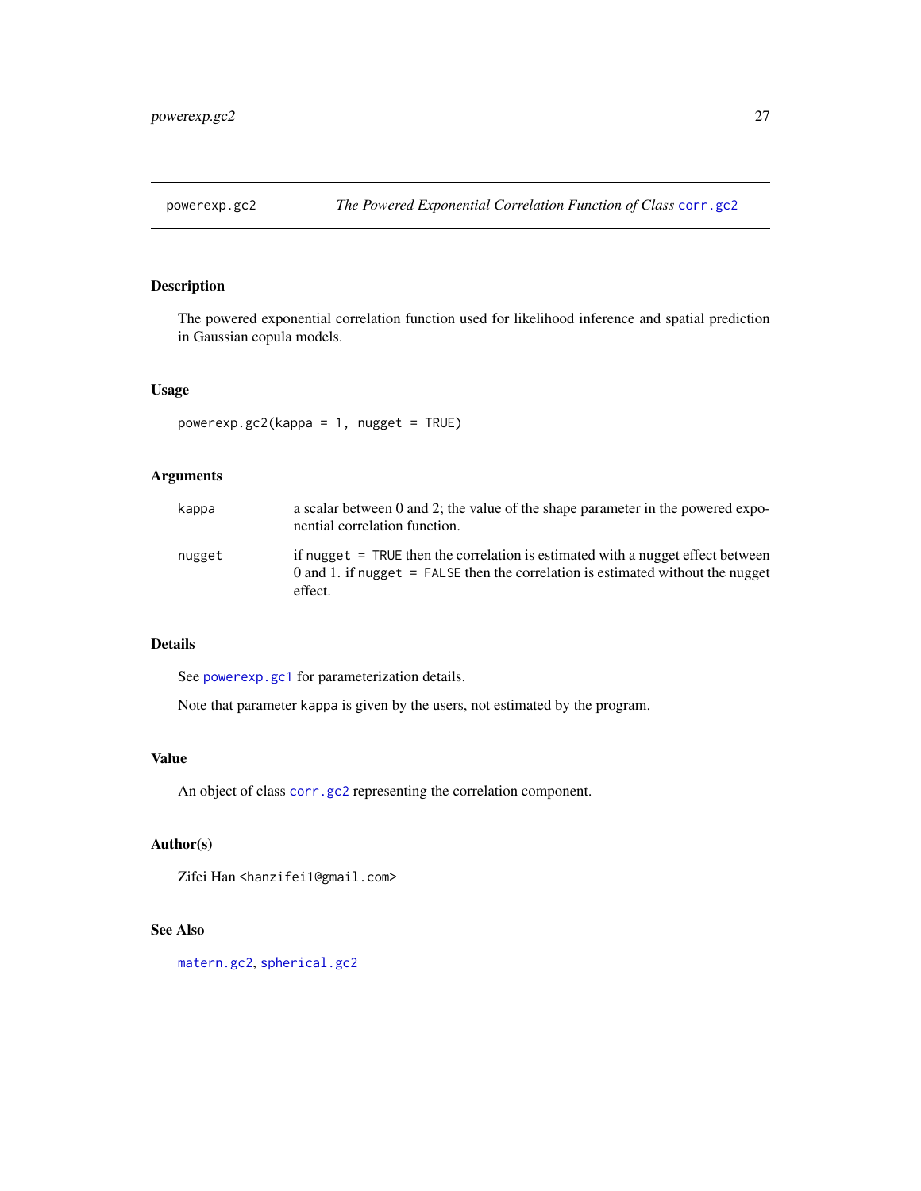## powerexp.gc2 — *The Powered Exponential Correlation Function of Class* `corr.gc2`

### Description

The powered exponential correlation function used for likelihood inference and spatial prediction in Gaussian copula models.

### Usage

```
powerexp.gc2(kappa = 1, nugget = TRUE)
```

### Arguments

| | |
|---|---|
| `kappa` | a scalar between 0 and 2; the value of the shape parameter in the powered exponential correlation function. |
| `nugget` | if `nugget = TRUE` then the correlation is estimated with a nugget effect between 0 and 1. if `nugget = FALSE` then the correlation is estimated without the nugget effect. |

### Details

See `powerexp.gc1` for parameterization details.

Note that parameter `kappa` is given by the users, not estimated by the program.

### Value

An object of class `corr.gc2` representing the correlation component.

### Author(s)

Zifei Han <hanzifei1@gmail.com>

### See Also

`matern.gc2`, `spherical.gc2`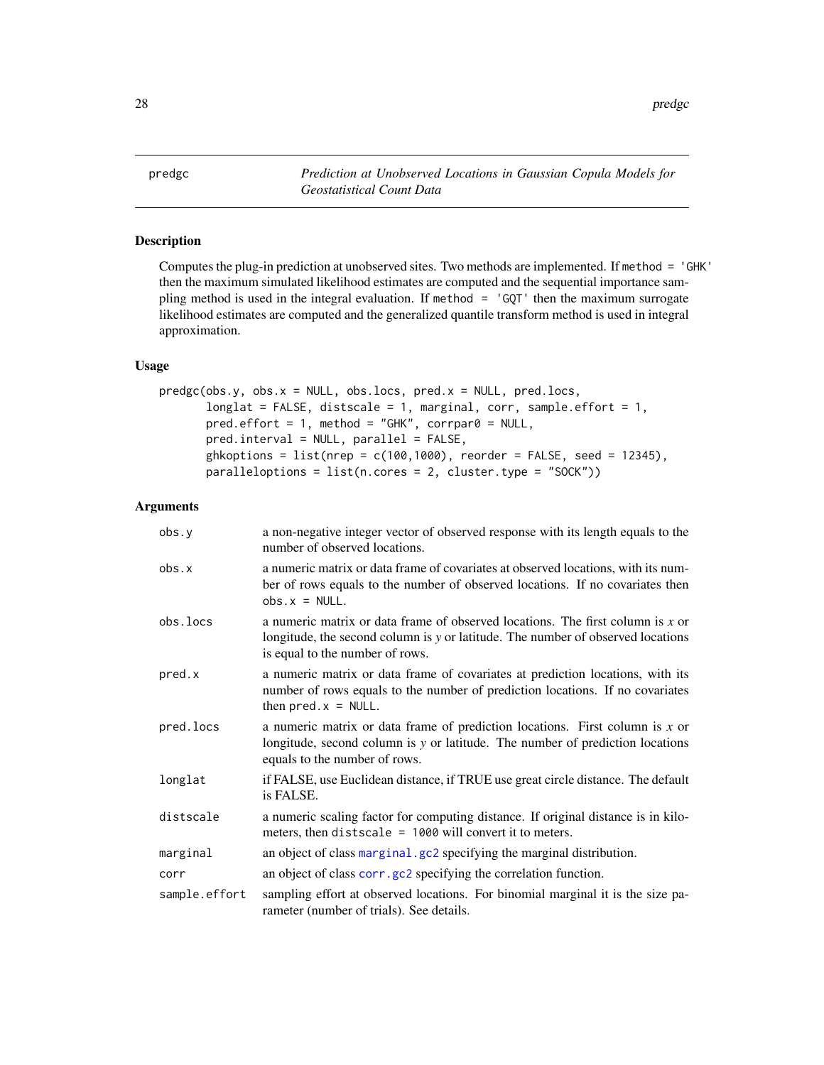# predgc

*Prediction at Unobserved Locations in Gaussian Copula Models for Geostatistical Count Data*

## Description

Computes the plug-in prediction at unobserved sites. Two methods are implemented. If `method = 'GHK'` then the maximum simulated likelihood estimates are computed and the sequential importance sampling method is used in the integral evaluation. If `method = 'GQT'` then the maximum surrogate likelihood estimates are computed and the generalized quantile transform method is used in integral approximation.

## Usage

```
predgc(obs.y, obs.x = NULL, obs.locs, pred.x = NULL, pred.locs,
       longlat = FALSE, distscale = 1, marginal, corr, sample.effort = 1,
       pred.effort = 1, method = "GHK", corrpar0 = NULL,
       pred.interval = NULL, parallel = FALSE,
       ghkoptions = list(nrep = c(100,1000), reorder = FALSE, seed = 12345),
       paralleloptions = list(n.cores = 2, cluster.type = "SOCK"))
```

## Arguments

| | |
|---|---|
| `obs.y` | a non-negative integer vector of observed response with its length equals to the number of observed locations. |
| `obs.x` | a numeric matrix or data frame of covariates at observed locations, with its number of rows equals to the number of observed locations. If no covariates then `obs.x = NULL`. |
| `obs.locs` | a numeric matrix or data frame of observed locations. The first column is *x* or longitude, the second column is *y* or latitude. The number of observed locations is equal to the number of rows. |
| `pred.x` | a numeric matrix or data frame of covariates at prediction locations, with its number of rows equals to the number of prediction locations. If no covariates then `pred.x = NULL`. |
| `pred.locs` | a numeric matrix or data frame of prediction locations. First column is *x* or longitude, second column is *y* or latitude. The number of prediction locations equals to the number of rows. |
| `longlat` | if FALSE, use Euclidean distance, if TRUE use great circle distance. The default is FALSE. |
| `distscale` | a numeric scaling factor for computing distance. If original distance is in kilometers, then `distscale = 1000` will convert it to meters. |
| `marginal` | an object of class `marginal.gc2` specifying the marginal distribution. |
| `corr` | an object of class `corr.gc2` specifying the correlation function. |
| `sample.effort` | sampling effort at observed locations. For binomial marginal it is the size parameter (number of trials). See details. |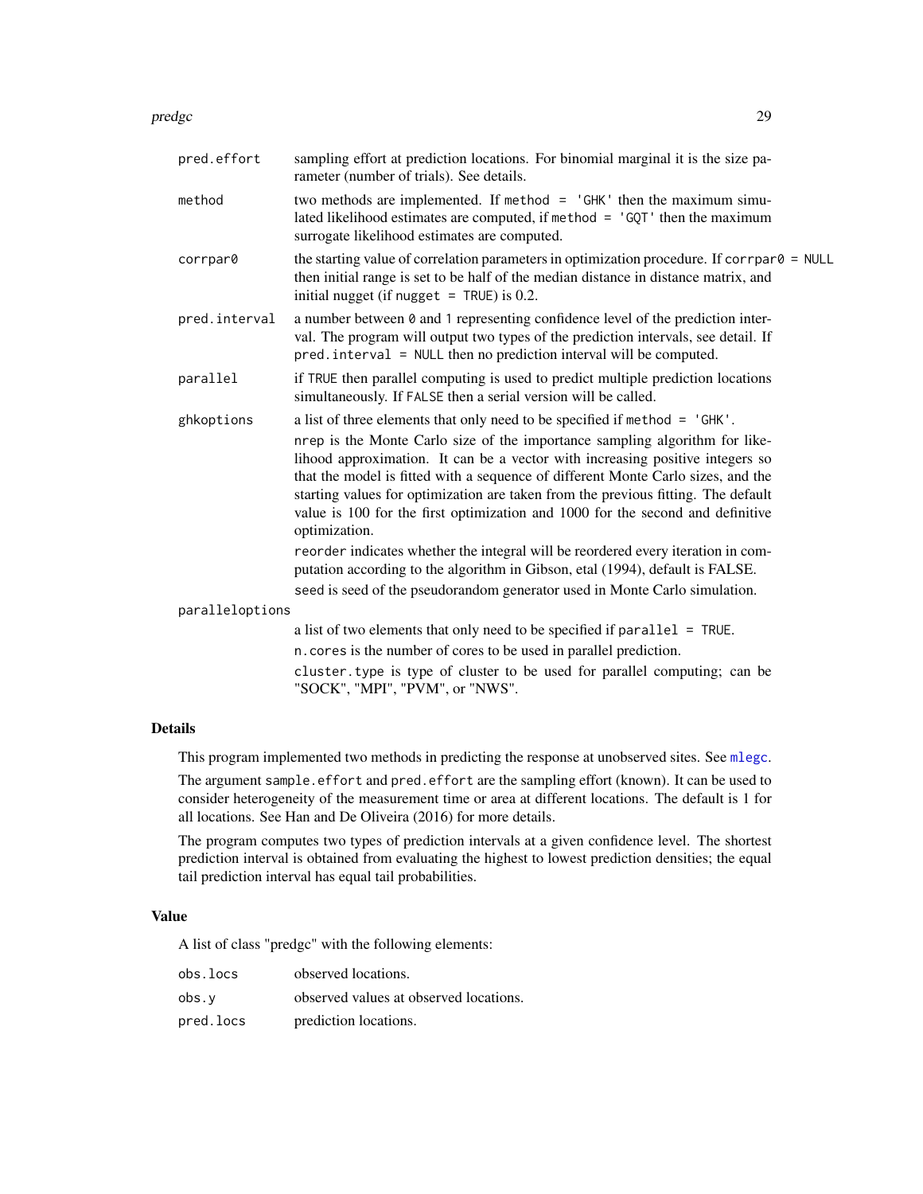| | |
|---|---|
| pred.effort | sampling effort at prediction locations. For binomial marginal it is the size parameter (number of trials). See details. |
| method | two methods are implemented. If `method = 'GHK'` then the maximum simulated likelihood estimates are computed, if `method = 'GQT'` then the maximum surrogate likelihood estimates are computed. |
| corrpar0 | the starting value of correlation parameters in optimization procedure. If `corrpar0 = NULL` then initial range is set to be half of the median distance in distance matrix, and initial nugget (if `nugget = TRUE`) is 0.2. |
| pred.interval | a number between 0 and 1 representing confidence level of the prediction interval. The program will output two types of the prediction intervals, see detail. If `pred.interval = NULL` then no prediction interval will be computed. |
| parallel | if TRUE then parallel computing is used to predict multiple prediction locations simultaneously. If FALSE then a serial version will be called. |
| ghkoptions | a list of three elements that only need to be specified if `method = 'GHK'`. `nrep` is the Monte Carlo size of the importance sampling algorithm for likelihood approximation. It can be a vector with increasing positive integers so that the model is fitted with a sequence of different Monte Carlo sizes, and the starting values for optimization are taken from the previous fitting. The default value is 100 for the first optimization and 1000 for the second and definitive optimization. `reorder` indicates whether the integral will be reordered every iteration in computation according to the algorithm in Gibson, etal (1994), default is FALSE. `seed` is seed of the pseudorandom generator used in Monte Carlo simulation. |
| paralleloptions | a list of two elements that only need to be specified if `parallel = TRUE`. `n.cores` is the number of cores to be used in parallel prediction. `cluster.type` is type of cluster to be used for parallel computing; can be "SOCK", "MPI", "PVM", or "NWS". |

## Details

This program implemented two methods in predicting the response at unobserved sites. See mlegc.

The argument `sample.effort` and `pred.effort` are the sampling effort (known). It can be used to consider heterogeneity of the measurement time or area at different locations. The default is 1 for all locations. See Han and De Oliveira (2016) for more details.

The program computes two types of prediction intervals at a given confidence level. The shortest prediction interval is obtained from evaluating the highest to lowest prediction densities; the equal tail prediction interval has equal tail probabilities.

## Value

A list of class "predgc" with the following elements:

| | |
|---|---|
| obs.locs | observed locations. |
| obs.y | observed values at observed locations. |
| pred.locs | prediction locations. |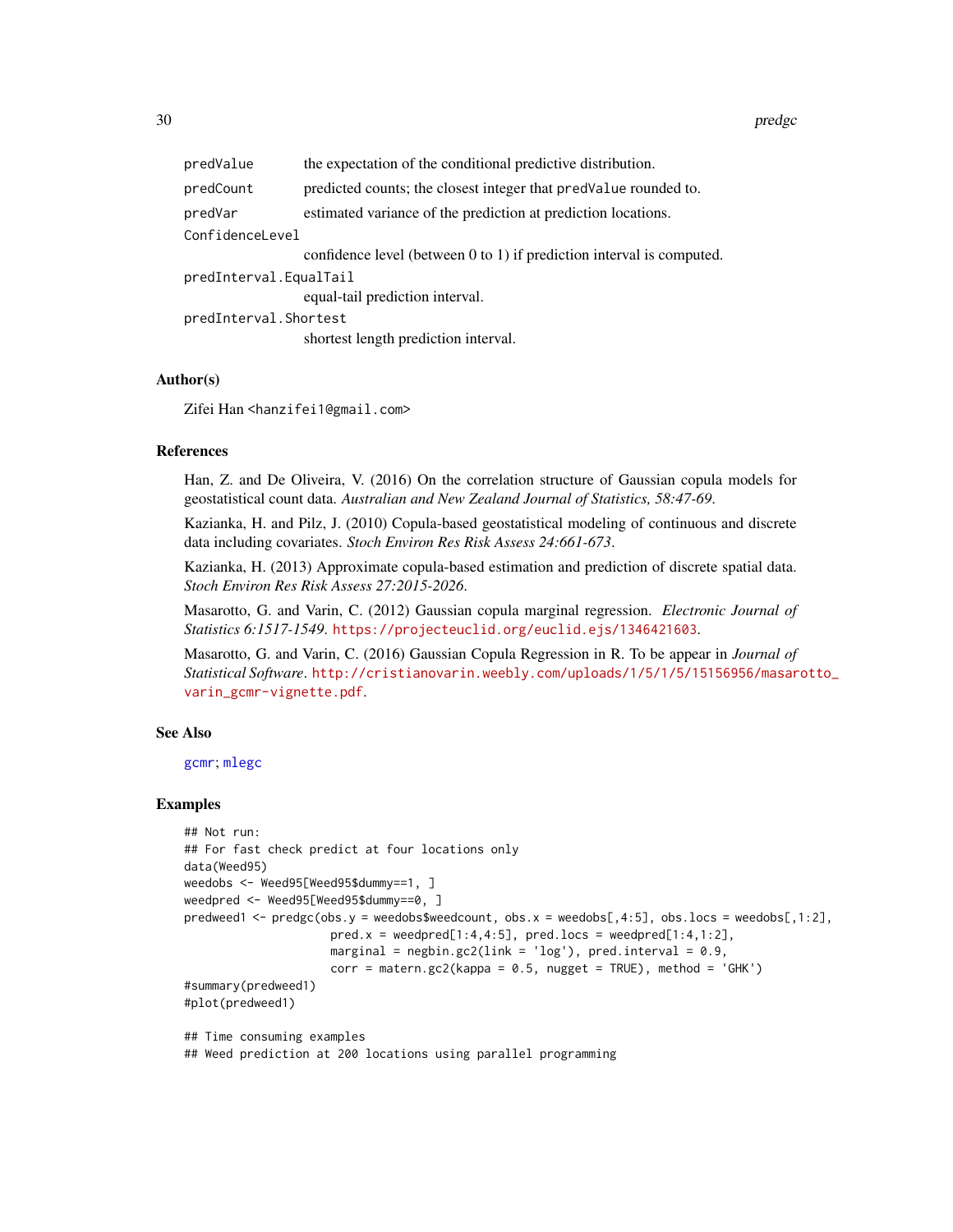| | |
|---|---|
| `predValue` | the expectation of the conditional predictive distribution. |
| `predCount` | predicted counts; the closest integer that `predValue` rounded to. |
| `predVar` | estimated variance of the prediction at prediction locations. |
| `ConfidenceLevel` | confidence level (between 0 to 1) if prediction interval is computed. |
| `predInterval.EqualTail` | equal-tail prediction interval. |
| `predInterval.Shortest` | shortest length prediction interval. |

### Author(s)

Zifei Han <hanzifei1@gmail.com>

### References

Han, Z. and De Oliveira, V. (2016) On the correlation structure of Gaussian copula models for geostatistical count data. *Australian and New Zealand Journal of Statistics, 58:47-69*.

Kazianka, H. and Pilz, J. (2010) Copula-based geostatistical modeling of continuous and discrete data including covariates. *Stoch Environ Res Risk Assess 24:661-673*.

Kazianka, H. (2013) Approximate copula-based estimation and prediction of discrete spatial data. *Stoch Environ Res Risk Assess 27:2015-2026*.

Masarotto, G. and Varin, C. (2012) Gaussian copula marginal regression. *Electronic Journal of Statistics 6:1517-1549*. https://projecteuclid.org/euclid.ejs/1346421603.

Masarotto, G. and Varin, C. (2016) Gaussian Copula Regression in R. To be appear in *Journal of Statistical Software*. http://cristianovarin.weebly.com/uploads/1/5/1/5/15156956/masarotto_varin_gcmr-vignette.pdf.

### See Also

gcmr; mlegc

### Examples

```
## Not run:
## For fast check predict at four locations only
data(Weed95)
weedobs <- Weed95[Weed95$dummy==1, ]
weedpred <- Weed95[Weed95$dummy==0, ]
predweed1 <- predgc(obs.y = weedobs$weedcount, obs.x = weedobs[,4:5], obs.locs = weedobs[,1:2],
                    pred.x = weedpred[1:4,4:5], pred.locs = weedpred[1:4,1:2],
                    marginal = negbin.gc2(link = 'log'), pred.interval = 0.9,
                    corr = matern.gc2(kappa = 0.5, nugget = TRUE), method = 'GHK')
#summary(predweed1)
#plot(predweed1)

## Time consuming examples
## Weed prediction at 200 locations using parallel programming
```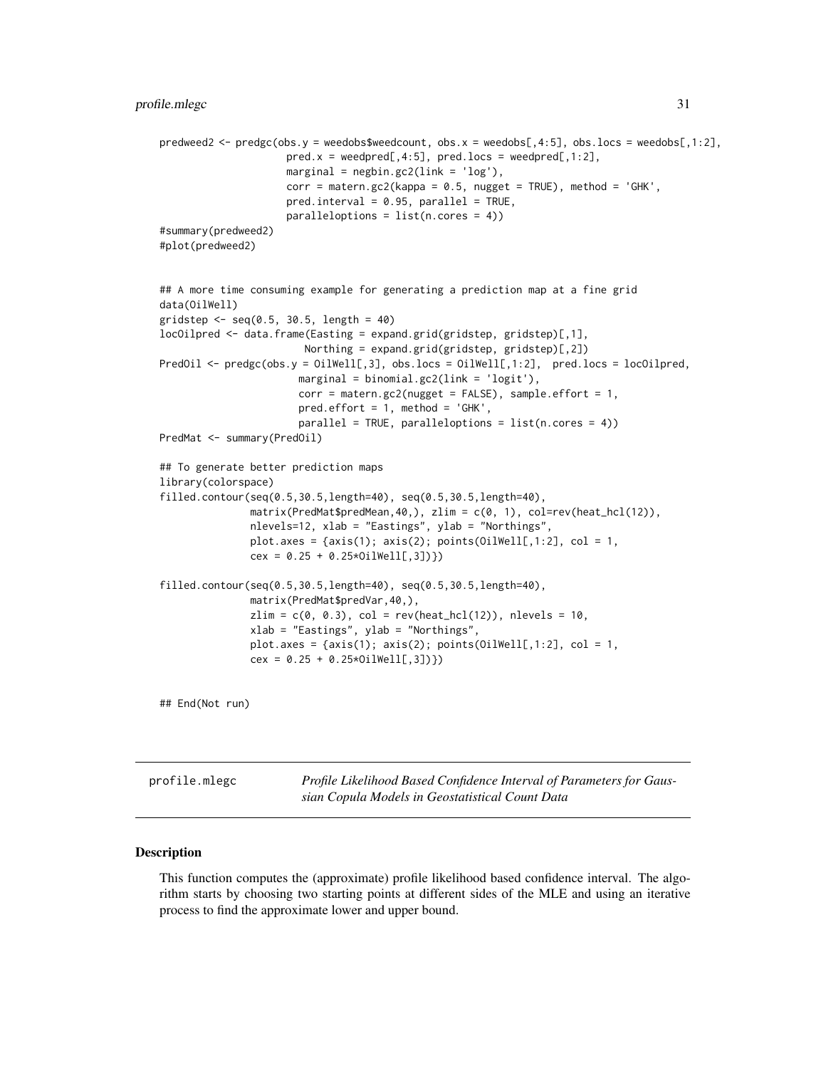```
predweed2 <- predgc(obs.y = weedobs$weedcount, obs.x = weedobs[,4:5], obs.locs = weedobs[,1:2],
                    pred.x = weedpred[,4:5], pred.locs = weedpred[,1:2],
                    marginal = negbin.gc2(link = 'log'),
                    corr = matern.gc2(kappa = 0.5, nugget = TRUE), method = 'GHK',
                    pred.interval = 0.95, parallel = TRUE,
                    paralleloptions = list(n.cores = 4))
#summary(predweed2)
#plot(predweed2)


## A more time consuming example for generating a prediction map at a fine grid
data(OilWell)
gridstep <- seq(0.5, 30.5, length = 40)
locOilpred <- data.frame(Easting = expand.grid(gridstep, gridstep)[,1],
                         Northing = expand.grid(gridstep, gridstep)[,2])
PredOil <- predgc(obs.y = OilWell[,3], obs.locs = OilWell[,1:2],  pred.locs = locOilpred,
                      marginal = binomial.gc2(link = 'logit'),
                      corr = matern.gc2(nugget = FALSE), sample.effort = 1,
                      pred.effort = 1, method = 'GHK',
                      parallel = TRUE, paralleloptions = list(n.cores = 4))
PredMat <- summary(PredOil)

## To generate better prediction maps
library(colorspace)
filled.contour(seq(0.5,30.5,length=40), seq(0.5,30.5,length=40),
               matrix(PredMat$predMean,40,), zlim = c(0, 1), col=rev(heat_hcl(12)),
               nlevels=12, xlab = "Eastings", ylab = "Northings",
               plot.axes = {axis(1); axis(2); points(OilWell[,1:2], col = 1,
               cex = 0.25 + 0.25*OilWell[,3])})

filled.contour(seq(0.5,30.5,length=40), seq(0.5,30.5,length=40),
               matrix(PredMat$predVar,40,),
               zlim = c(0, 0.3), col = rev(heat_hcl(12)), nlevels = 10,
               xlab = "Eastings", ylab = "Northings",
               plot.axes = {axis(1); axis(2); points(OilWell[,1:2], col = 1,
               cex = 0.25 + 0.25*OilWell[,3])})


## End(Not run)
```

---

profile.mlegc — *Profile Likelihood Based Confidence Interval of Parameters for Gaussian Copula Models in Geostatistical Count Data*

---

## Description

This function computes the (approximate) profile likelihood based confidence interval. The algorithm starts by choosing two starting points at different sides of the MLE and using an iterative process to find the approximate lower and upper bound.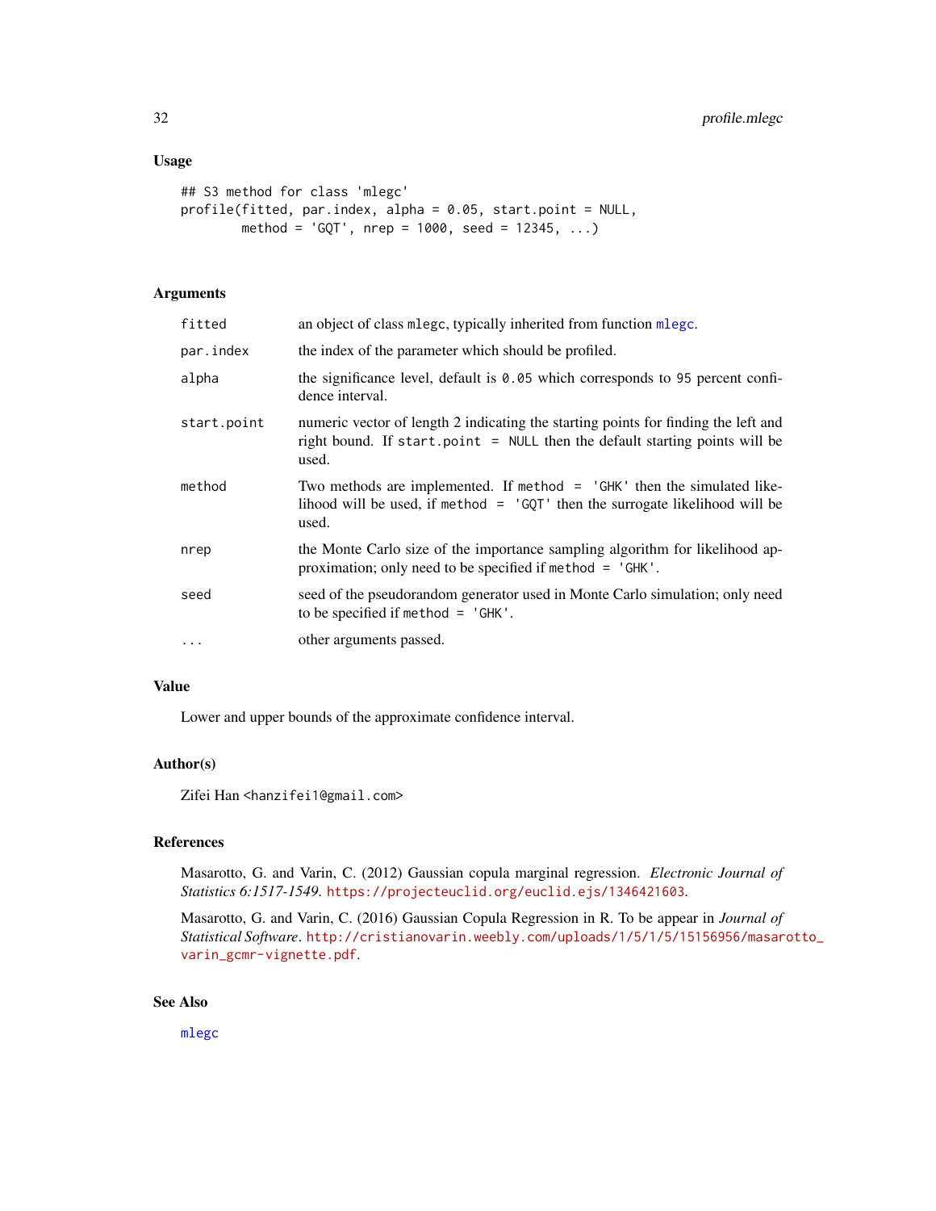### Usage

```
## S3 method for class 'mlegc'
profile(fitted, par.index, alpha = 0.05, start.point = NULL,
        method = 'GQT', nrep = 1000, seed = 12345, ...)
```

### Arguments

| | |
|---|---|
| `fitted` | an object of class `mlegc`, typically inherited from function `mlegc`. |
| `par.index` | the index of the parameter which should be profiled. |
| `alpha` | the significance level, default is `0.05` which corresponds to 95 percent confidence interval. |
| `start.point` | numeric vector of length 2 indicating the starting points for finding the left and right bound. If `start.point = NULL` then the default starting points will be used. |
| `method` | Two methods are implemented. If `method = 'GHK'` then the simulated likelihood will be used, if `method = 'GQT'` then the surrogate likelihood will be used. |
| `nrep` | the Monte Carlo size of the importance sampling algorithm for likelihood approximation; only need to be specified if `method = 'GHK'`. |
| `seed` | seed of the pseudorandom generator used in Monte Carlo simulation; only need to be specified if `method = 'GHK'`. |
| `...` | other arguments passed. |

### Value

Lower and upper bounds of the approximate confidence interval.

### Author(s)

Zifei Han <hanzifei1@gmail.com>

### References

Masarotto, G. and Varin, C. (2012) Gaussian copula marginal regression. *Electronic Journal of Statistics 6:1517-1549*. https://projecteuclid.org/euclid.ejs/1346421603.

Masarotto, G. and Varin, C. (2016) Gaussian Copula Regression in R. To be appear in *Journal of Statistical Software*. http://cristianovarin.weebly.com/uploads/1/5/1/5/15156956/masarotto_varin_gcmr-vignette.pdf.

### See Also

`mlegc`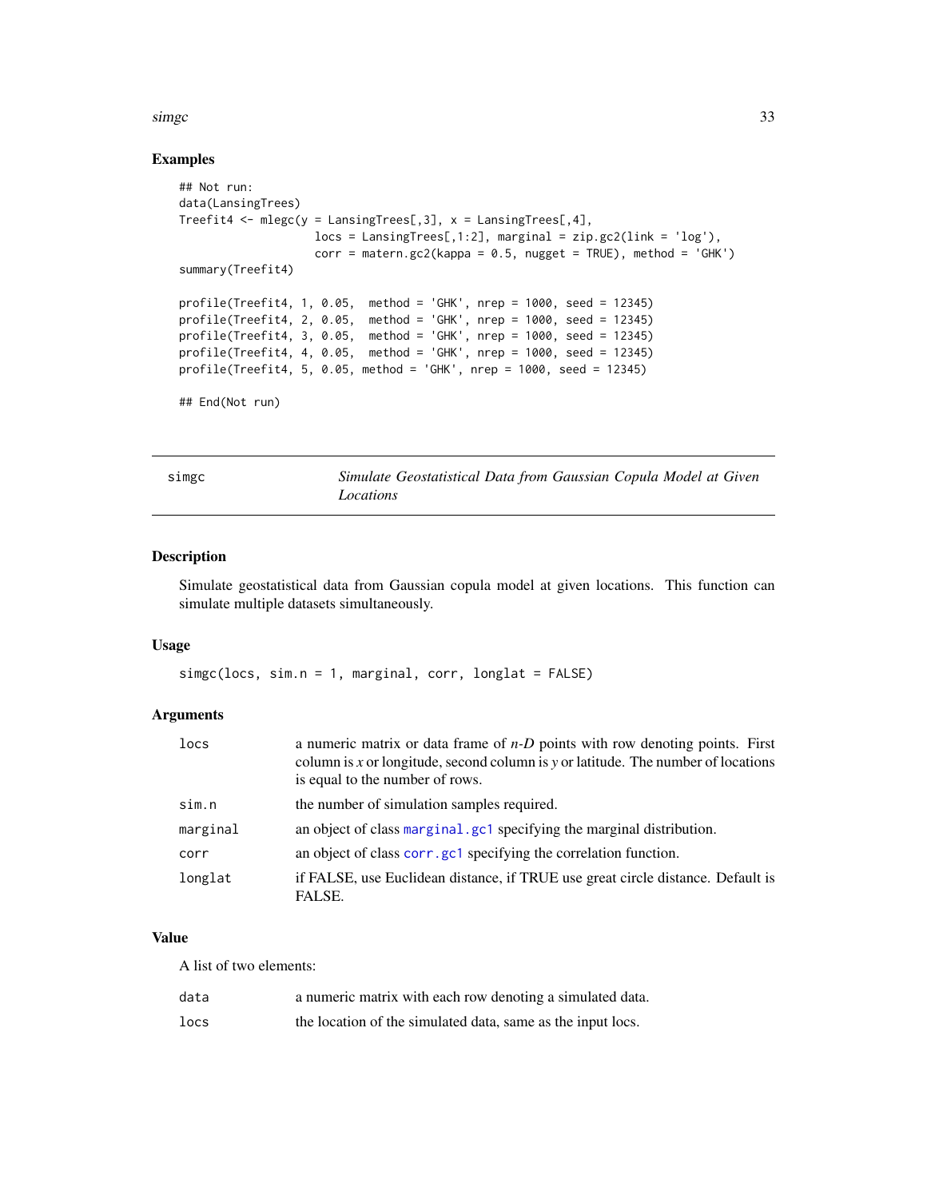### Examples

```
## Not run:
data(LansingTrees)
Treefit4 <- mlegc(y = LansingTrees[,3], x = LansingTrees[,4],
                  locs = LansingTrees[,1:2], marginal = zip.gc2(link = 'log'),
                  corr = matern.gc2(kappa = 0.5, nugget = TRUE), method = 'GHK')
summary(Treefit4)

profile(Treefit4, 1, 0.05,  method = 'GHK', nrep = 1000, seed = 12345)
profile(Treefit4, 2, 0.05,  method = 'GHK', nrep = 1000, seed = 12345)
profile(Treefit4, 3, 0.05,  method = 'GHK', nrep = 1000, seed = 12345)
profile(Treefit4, 4, 0.05,  method = 'GHK', nrep = 1000, seed = 12345)
profile(Treefit4, 5, 0.05, method = 'GHK', nrep = 1000, seed = 12345)

## End(Not run)
```

---

## simgc — *Simulate Geostatistical Data from Gaussian Copula Model at Given Locations*

### Description

Simulate geostatistical data from Gaussian copula model at given locations. This function can simulate multiple datasets simultaneously.

### Usage

```
simgc(locs, sim.n = 1, marginal, corr, longlat = FALSE)
```

### Arguments

| | |
|---|---|
| `locs` | a numeric matrix or data frame of *n-D* points with row denoting points. First column is *x* or longitude, second column is *y* or latitude. The number of locations is equal to the number of rows. |
| `sim.n` | the number of simulation samples required. |
| `marginal` | an object of class `marginal.gc1` specifying the marginal distribution. |
| `corr` | an object of class `corr.gc1` specifying the correlation function. |
| `longlat` | if FALSE, use Euclidean distance, if TRUE use great circle distance. Default is FALSE. |

### Value

A list of two elements:

| | |
|---|---|
| `data` | a numeric matrix with each row denoting a simulated data. |
| `locs` | the location of the simulated data, same as the input locs. |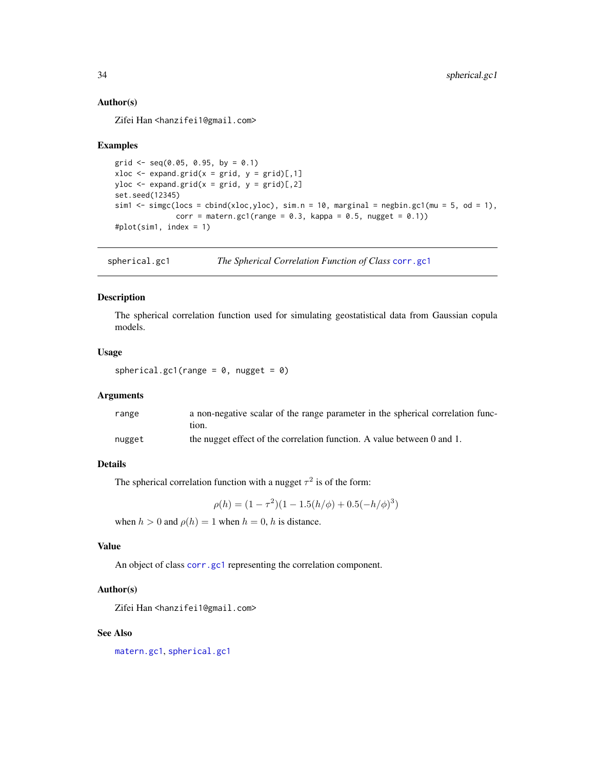## Author(s)

Zifei Han <hanzifei1@gmail.com>

## Examples

```
grid <- seq(0.05, 0.95, by = 0.1)
xloc <- expand.grid(x = grid, y = grid)[,1]
yloc <- expand.grid(x = grid, y = grid)[,2]
set.seed(12345)
sim1 <- simgc(locs = cbind(xloc,yloc), sim.n = 10, marginal = negbin.gc1(mu = 5, od = 1),
              corr = matern.gc1(range = 0.3, kappa = 0.5, nugget = 0.1))
#plot(sim1, index = 1)
```

---

# spherical.gc1 — *The Spherical Correlation Function of Class* corr.gc1

## Description

The spherical correlation function used for simulating geostatistical data from Gaussian copula models.

## Usage

```
spherical.gc1(range = 0, nugget = 0)
```

## Arguments

| | |
|---|---|
| range | a non-negative scalar of the range parameter in the spherical correlation function. |
| nugget | the nugget effect of the correlation function. A value between 0 and 1. |

## Details

The spherical correlation function with a nugget $\tau^2$ is of the form:

$$\rho(h) = (1 - \tau^2)(1 - 1.5(h/\phi) + 0.5(-h/\phi)^3)$$

when $h > 0$ and $\rho(h) = 1$ when $h = 0$, $h$ is distance.

## Value

An object of class corr.gc1 representing the correlation component.

## Author(s)

Zifei Han <hanzifei1@gmail.com>

## See Also

matern.gc1, spherical.gc1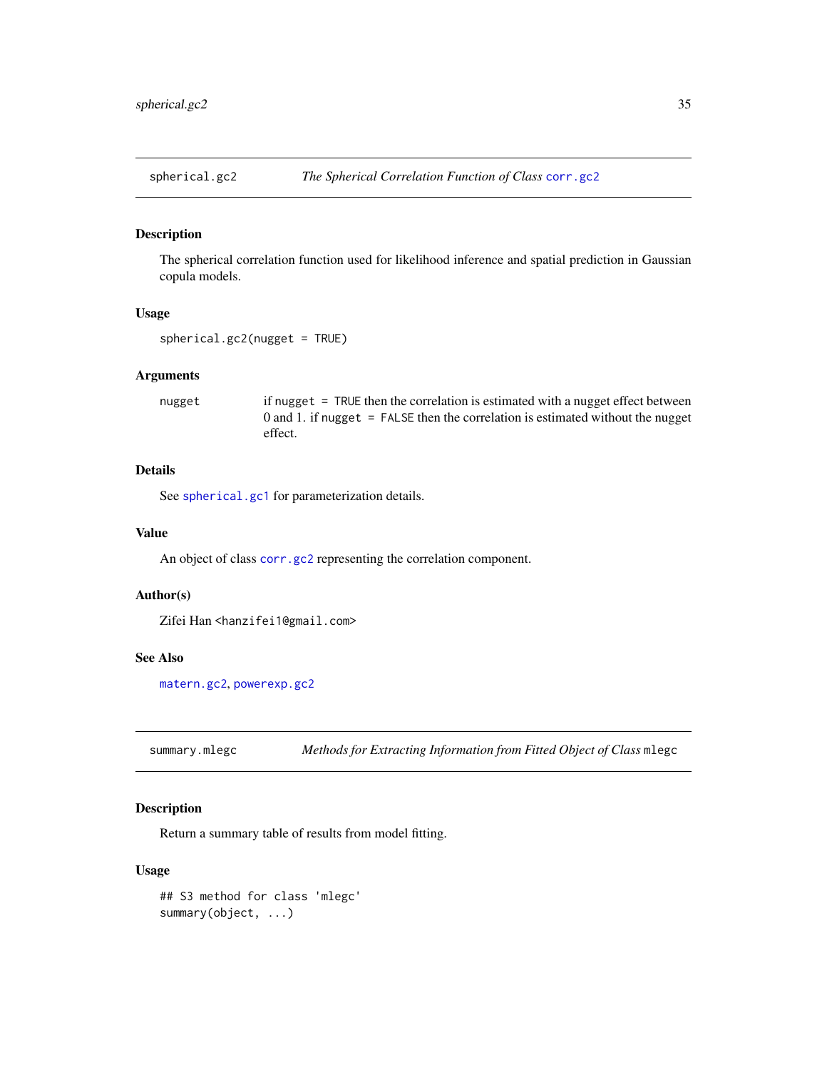## spherical.gc2 — *The Spherical Correlation Function of Class* `corr.gc2`

### Description

The spherical correlation function used for likelihood inference and spatial prediction in Gaussian copula models.

### Usage

```
spherical.gc2(nugget = TRUE)
```

### Arguments

| | |
|---|---|
| `nugget` | if `nugget = TRUE` then the correlation is estimated with a nugget effect between 0 and 1. if `nugget = FALSE` then the correlation is estimated without the nugget effect. |

### Details

See `spherical.gc1` for parameterization details.

### Value

An object of class `corr.gc2` representing the correlation component.

### Author(s)

Zifei Han <hanzifei1@gmail.com>

### See Also

`matern.gc2`, `powerexp.gc2`

## summary.mlegc — *Methods for Extracting Information from Fitted Object of Class* `mlegc`

### Description

Return a summary table of results from model fitting.

### Usage

```
## S3 method for class 'mlegc'
summary(object, ...)
```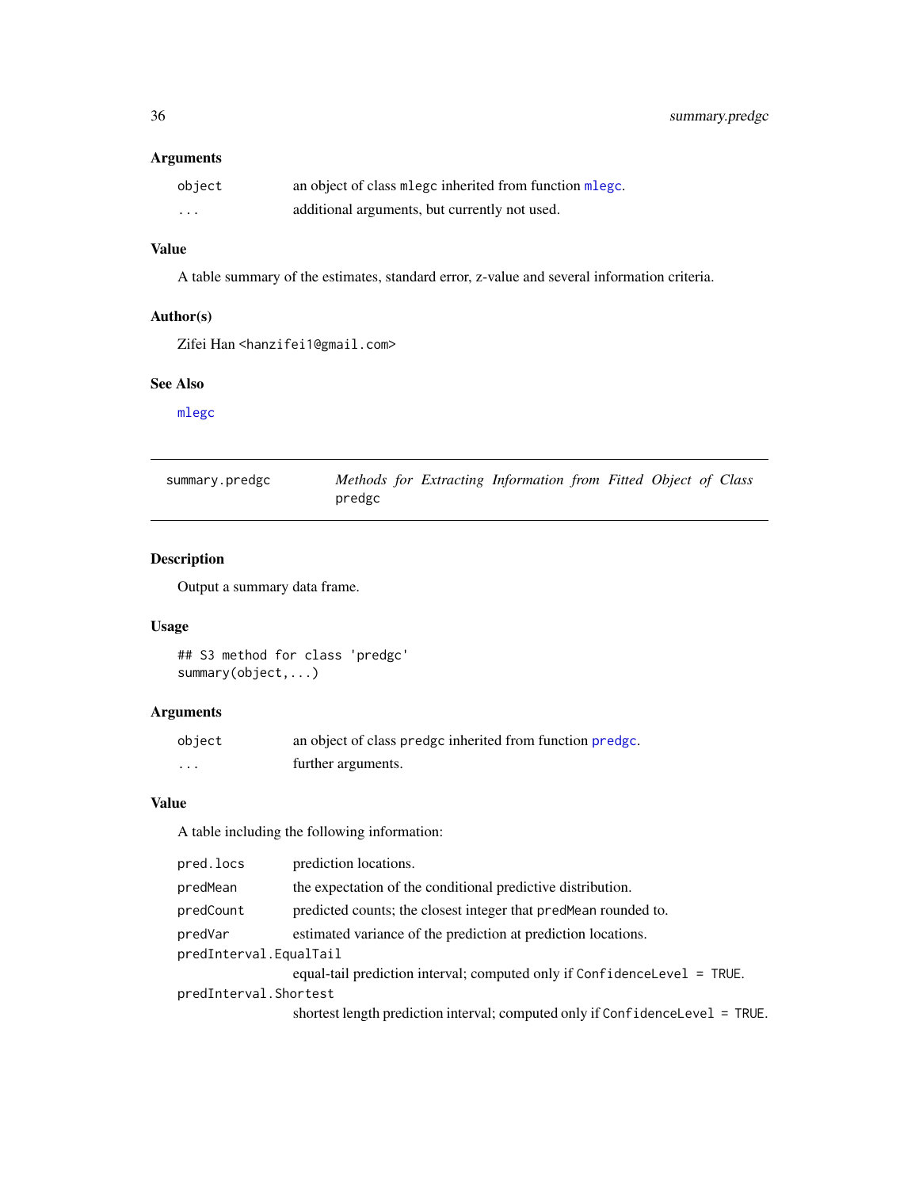### Arguments

| | |
|---|---|
| `object` | an object of class `mlegc` inherited from function `mlegc`. |
| `...` | additional arguments, but currently not used. |

### Value

A table summary of the estimates, standard error, z-value and several information criteria.

### Author(s)

Zifei Han <hanzifei1@gmail.com>

### See Also

`mlegc`

---

## summary.predgc — *Methods for Extracting Information from Fitted Object of Class* `predgc`

---

### Description

Output a summary data frame.

### Usage

```
## S3 method for class 'predgc'
summary(object,...)
```

### Arguments

| | |
|---|---|
| `object` | an object of class `predgc` inherited from function `predgc`. |
| `...` | further arguments. |

### Value

A table including the following information:

| | |
|---|---|
| `pred.locs` | prediction locations. |
| `predMean` | the expectation of the conditional predictive distribution. |
| `predCount` | predicted counts; the closest integer that `predMean` rounded to. |
| `predVar` | estimated variance of the prediction at prediction locations. |
| `predInterval.EqualTail` | equal-tail prediction interval; computed only if `ConfidenceLevel = TRUE`. |
| `predInterval.Shortest` | shortest length prediction interval; computed only if `ConfidenceLevel = TRUE`. |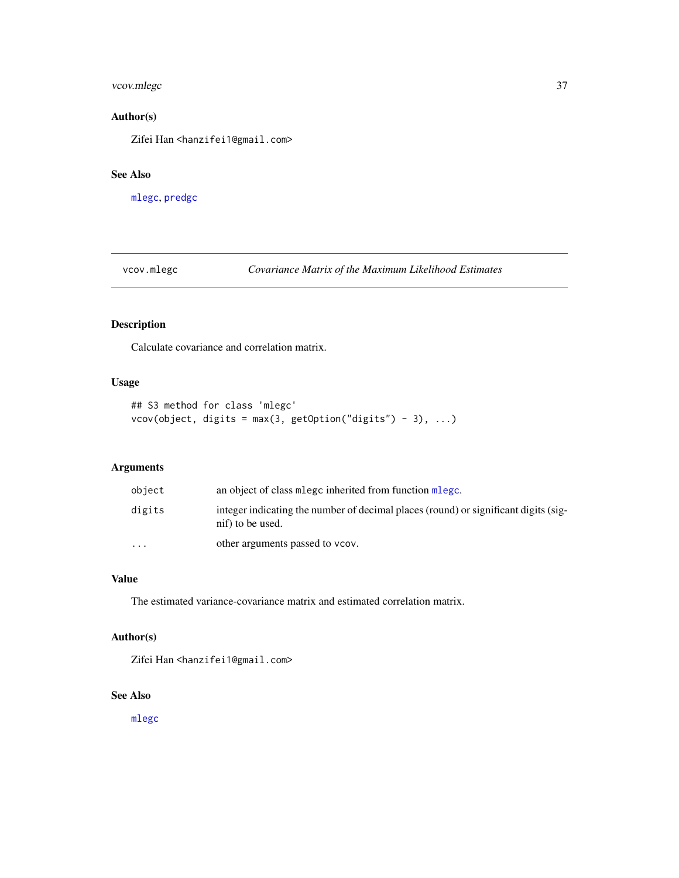### Author(s)

Zifei Han <hanzifei1@gmail.com>

### See Also

mlegc, predgc

---

## vcov.mlegc *Covariance Matrix of the Maximum Likelihood Estimates*

---

### Description

Calculate covariance and correlation matrix.

### Usage

```
## S3 method for class 'mlegc'
vcov(object, digits = max(3, getOption("digits") - 3), ...)
```

### Arguments

| | |
|---|---|
| object | an object of class mlegc inherited from function mlegc. |
| digits | integer indicating the number of decimal places (round) or significant digits (signif) to be used. |
| ... | other arguments passed to vcov. |

### Value

The estimated variance-covariance matrix and estimated correlation matrix.

### Author(s)

Zifei Han <hanzifei1@gmail.com>

### See Also

mlegc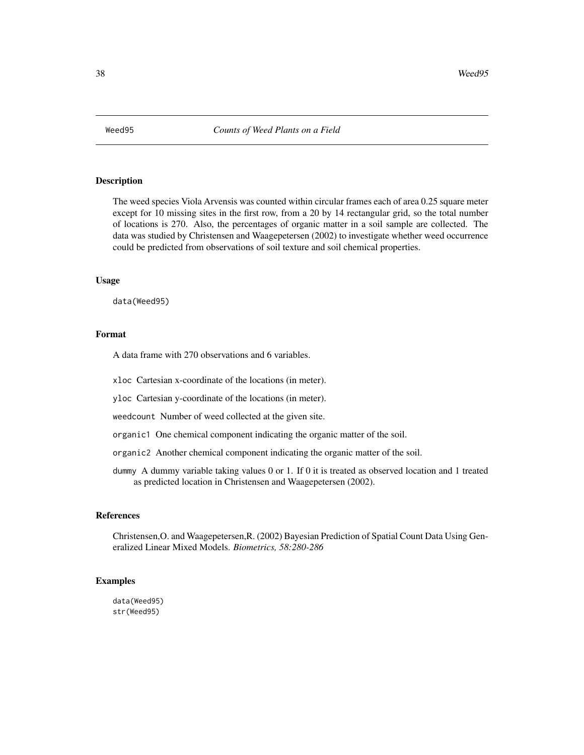Weed95 *Counts of Weed Plants on a Field*

## Description

The weed species Viola Arvensis was counted within circular frames each of area 0.25 square meter except for 10 missing sites in the first row, from a 20 by 14 rectangular grid, so the total number of locations is 270. Also, the percentages of organic matter in a soil sample are collected. The data was studied by Christensen and Waagepetersen (2002) to investigate whether weed occurrence could be predicted from observations of soil texture and soil chemical properties.

## Usage

```
data(Weed95)
```

## Format

A data frame with 270 observations and 6 variables.

`xloc` Cartesian x-coordinate of the locations (in meter).

`yloc` Cartesian y-coordinate of the locations (in meter).

`weedcount` Number of weed collected at the given site.

`organic1` One chemical component indicating the organic matter of the soil.

`organic2` Another chemical component indicating the organic matter of the soil.

`dummy` A dummy variable taking values 0 or 1. If 0 it is treated as observed location and 1 treated as predicted location in Christensen and Waagepetersen (2002).

## References

Christensen,O. and Waagepetersen,R. (2002) Bayesian Prediction of Spatial Count Data Using Generalized Linear Mixed Models. *Biometrics, 58:280-286*

## Examples

```
data(Weed95)
str(Weed95)
```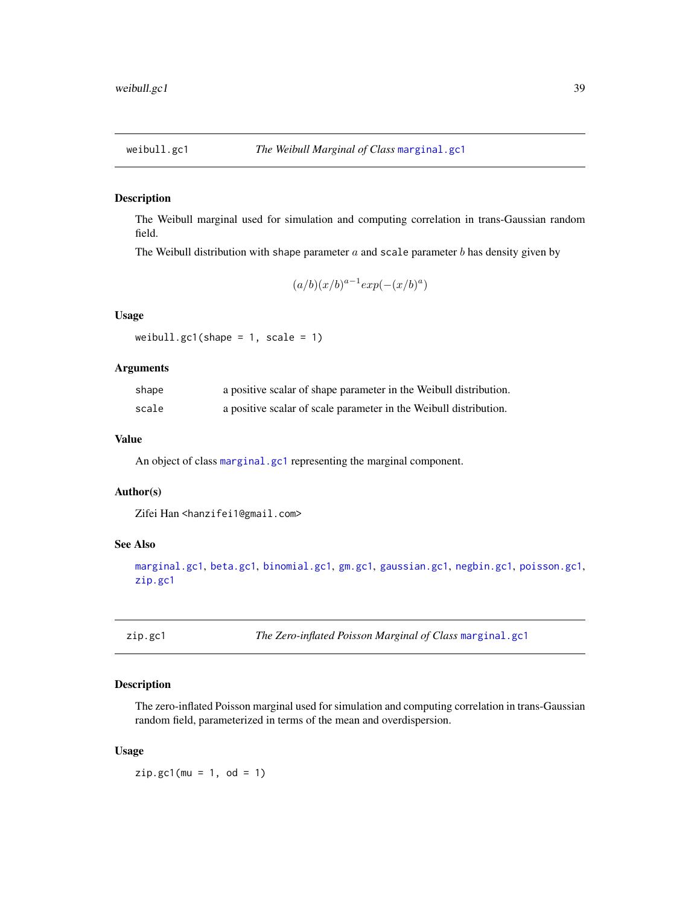## weibull.gc1 — *The Weibull Marginal of Class* marginal.gc1

### Description

The Weibull marginal used for simulation and computing correlation in trans-Gaussian random field.

The Weibull distribution with shape parameter $a$ and scale parameter $b$ has density given by

$$(a/b)(x/b)^{a-1} exp(-(x/b)^a)$$

### Usage

```
weibull.gc1(shape = 1, scale = 1)
```

### Arguments

| | |
|---|---|
| shape | a positive scalar of shape parameter in the Weibull distribution. |
| scale | a positive scalar of scale parameter in the Weibull distribution. |

### Value

An object of class marginal.gc1 representing the marginal component.

### Author(s)

Zifei Han <hanzifei1@gmail.com>

### See Also

marginal.gc1, beta.gc1, binomial.gc1, gm.gc1, gaussian.gc1, negbin.gc1, poisson.gc1, zip.gc1

## zip.gc1 — *The Zero-inflated Poisson Marginal of Class* marginal.gc1

### Description

The zero-inflated Poisson marginal used for simulation and computing correlation in trans-Gaussian random field, parameterized in terms of the mean and overdispersion.

### Usage

```
zip.gc1(mu = 1, od = 1)
```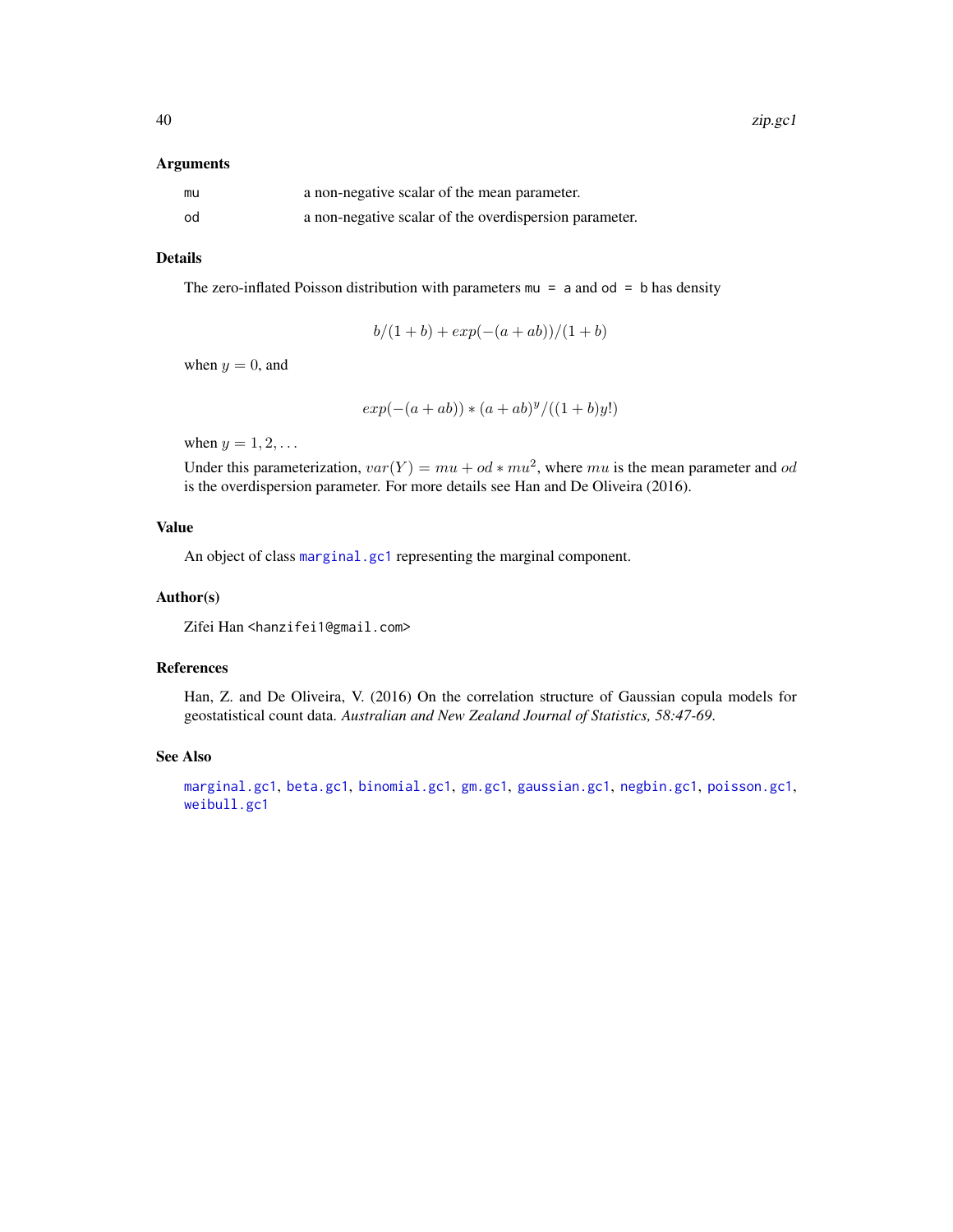### Arguments

| | |
|---|---|
| `mu` | a non-negative scalar of the mean parameter. |
| `od` | a non-negative scalar of the overdispersion parameter. |

### Details

The zero-inflated Poisson distribution with parameters `mu = a` and `od = b` has density

$$b/(1+b) + exp(-(a+ab))/(1+b)$$

when $y = 0$, and

$$exp(-(a+ab)) * (a+ab)^y/((1+b)y!)$$

when $y = 1, 2, \ldots$

Under this parameterization, $var(Y) = mu + od * mu^2$, where $mu$ is the mean parameter and $od$ is the overdispersion parameter. For more details see Han and De Oliveira (2016).

### Value

An object of class `marginal.gc1` representing the marginal component.

### Author(s)

Zifei Han `<hanzifei1@gmail.com>`

### References

Han, Z. and De Oliveira, V. (2016) On the correlation structure of Gaussian copula models for geostatistical count data. *Australian and New Zealand Journal of Statistics, 58:47-69*.

### See Also

`marginal.gc1`, `beta.gc1`, `binomial.gc1`, `gm.gc1`, `gaussian.gc1`, `negbin.gc1`, `poisson.gc1`, `weibull.gc1`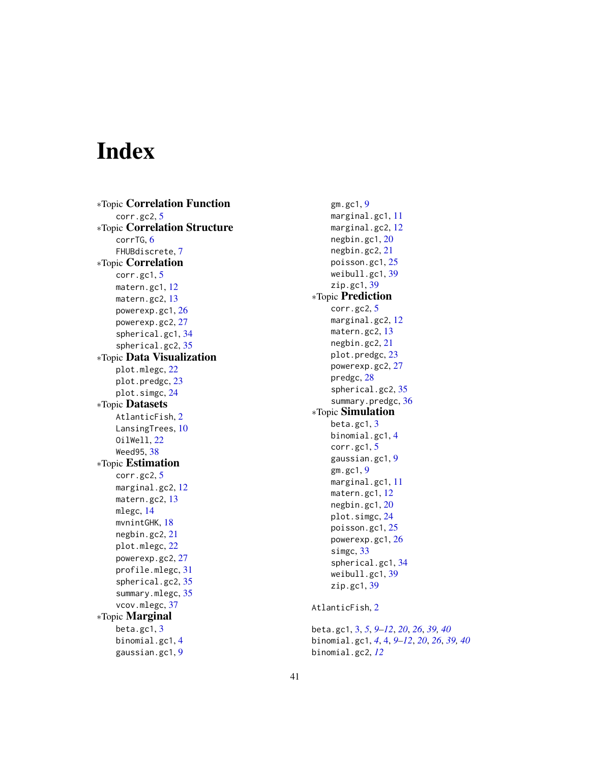# Index

*Topic **Correlation Function**
- corr.gc2, 5

*Topic **Correlation Structure**
- corrTG, 6
- FHUBdiscrete, 7

*Topic **Correlation**
- corr.gc1, 5
- matern.gc1, 12
- matern.gc2, 13
- powerexp.gc1, 26
- powerexp.gc2, 27
- spherical.gc1, 34
- spherical.gc2, 35

*Topic **Data Visualization**
- plot.mlegc, 22
- plot.predgc, 23
- plot.simgc, 24

*Topic **Datasets**
- AtlanticFish, 2
- LansingTrees, 10
- OilWell, 22
- Weed95, 38

*Topic **Estimation**
- corr.gc2, 5
- marginal.gc2, 12
- matern.gc2, 13
- mlegc, 14
- mvnintGHK, 18
- negbin.gc2, 21
- plot.mlegc, 22
- powerexp.gc2, 27
- profile.mlegc, 31
- spherical.gc2, 35
- summary.mlegc, 35
- vcov.mlegc, 37

*Topic **Marginal**
- beta.gc1, 3
- binomial.gc1, 4
- gaussian.gc1, 9
- gm.gc1, 9
- marginal.gc1, 11
- marginal.gc2, 12
- negbin.gc1, 20
- negbin.gc2, 21
- poisson.gc1, 25
- weibull.gc1, 39
- zip.gc1, 39

*Topic **Prediction**
- corr.gc2, 5
- marginal.gc2, 12
- matern.gc2, 13
- negbin.gc2, 21
- plot.predgc, 23
- powerexp.gc2, 27
- predgc, 28
- spherical.gc2, 35
- summary.predgc, 36

*Topic **Simulation**
- beta.gc1, 3
- binomial.gc1, 4
- corr.gc1, 5
- gaussian.gc1, 9
- gm.gc1, 9
- marginal.gc1, 11
- matern.gc1, 12
- negbin.gc1, 20
- plot.simgc, 24
- poisson.gc1, 25
- powerexp.gc1, 26
- simgc, 33
- spherical.gc1, 34
- weibull.gc1, 39
- zip.gc1, 39

AtlanticFish, 2

beta.gc1, 3, *5*, *9–12*, *20*, *26*, *39*, *40*
binomial.gc1, *4*, 4, *9–12*, *20*, *26*, *39*, *40*
binomial.gc2, *12*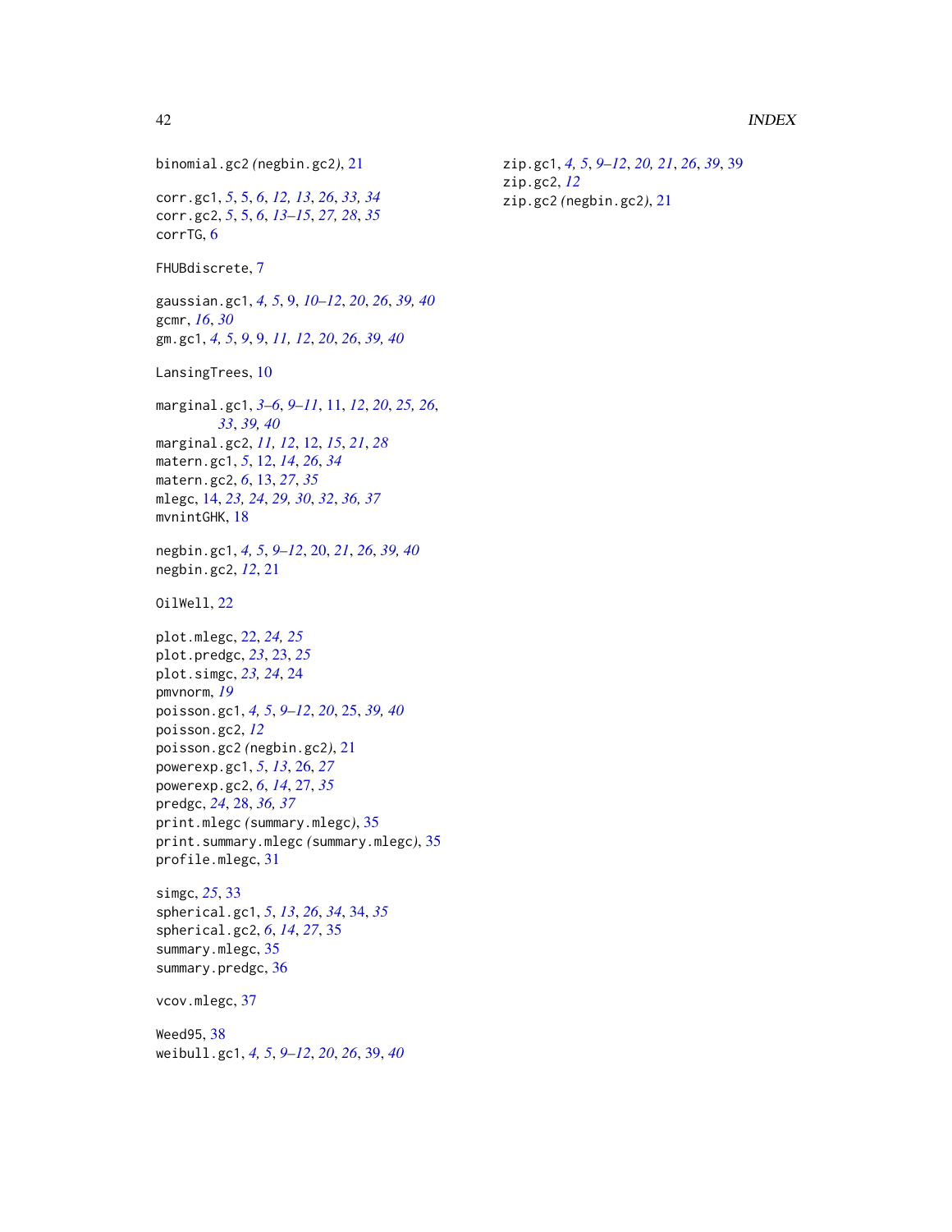binomial.gc2 *(*negbin.gc2*)*, 21

corr.gc1, *5*, 5, *6*, *12, 13*, *26*, *33, 34*
corr.gc2, *5*, 5, *6*, *13–15*, *27, 28*, *35*
corrTG, 6

FHUBdiscrete, 7

gaussian.gc1, *4, 5*, 9, *10–12*, *20*, *26*, *39, 40*
gcmr, *16*, *30*
gm.gc1, *4, 5*, *9*, 9, *11, 12*, *20*, *26*, *39, 40*

LansingTrees, 10

marginal.gc1, *3–6*, *9–11*, 11, *12*, *20*, *25, 26*, *33*, *39, 40*
marginal.gc2, *11, 12*, 12, *15*, *21*, *28*
matern.gc1, *5*, 12, *14*, *26*, *34*
matern.gc2, *6*, 13, *27*, *35*
mlegc, 14, *23, 24*, *29, 30*, *32*, *36, 37*
mvnintGHK, 18

negbin.gc1, *4, 5*, *9–12*, 20, *21*, *26*, *39, 40*
negbin.gc2, *12*, 21

OilWell, 22

plot.mlegc, 22, *24, 25*
plot.predgc, *23*, 23, *25*
plot.simgc, *23, 24*, 24
pmvnorm, *19*
poisson.gc1, *4, 5*, *9–12*, *20*, 25, *39, 40*
poisson.gc2, *12*
poisson.gc2 *(*negbin.gc2*)*, 21
powerexp.gc1, *5*, *13*, 26, *27*
powerexp.gc2, *6*, *14*, 27, *35*
predgc, *24*, 28, *36, 37*
print.mlegc *(*summary.mlegc*)*, 35
print.summary.mlegc *(*summary.mlegc*)*, 35
profile.mlegc, 31

simgc, *25*, 33
spherical.gc1, *5*, *13*, *26*, *34*, 34, *35*
spherical.gc2, *6*, *14*, *27*, 35
summary.mlegc, 35
summary.predgc, 36

vcov.mlegc, 37

Weed95, 38
weibull.gc1, *4, 5*, *9–12*, *20*, *26*, 39, *40*

zip.gc1, *4, 5*, *9–12*, *20, 21*, *26*, *39*, 39
zip.gc2, *12*
zip.gc2 *(*negbin.gc2*)*, 21